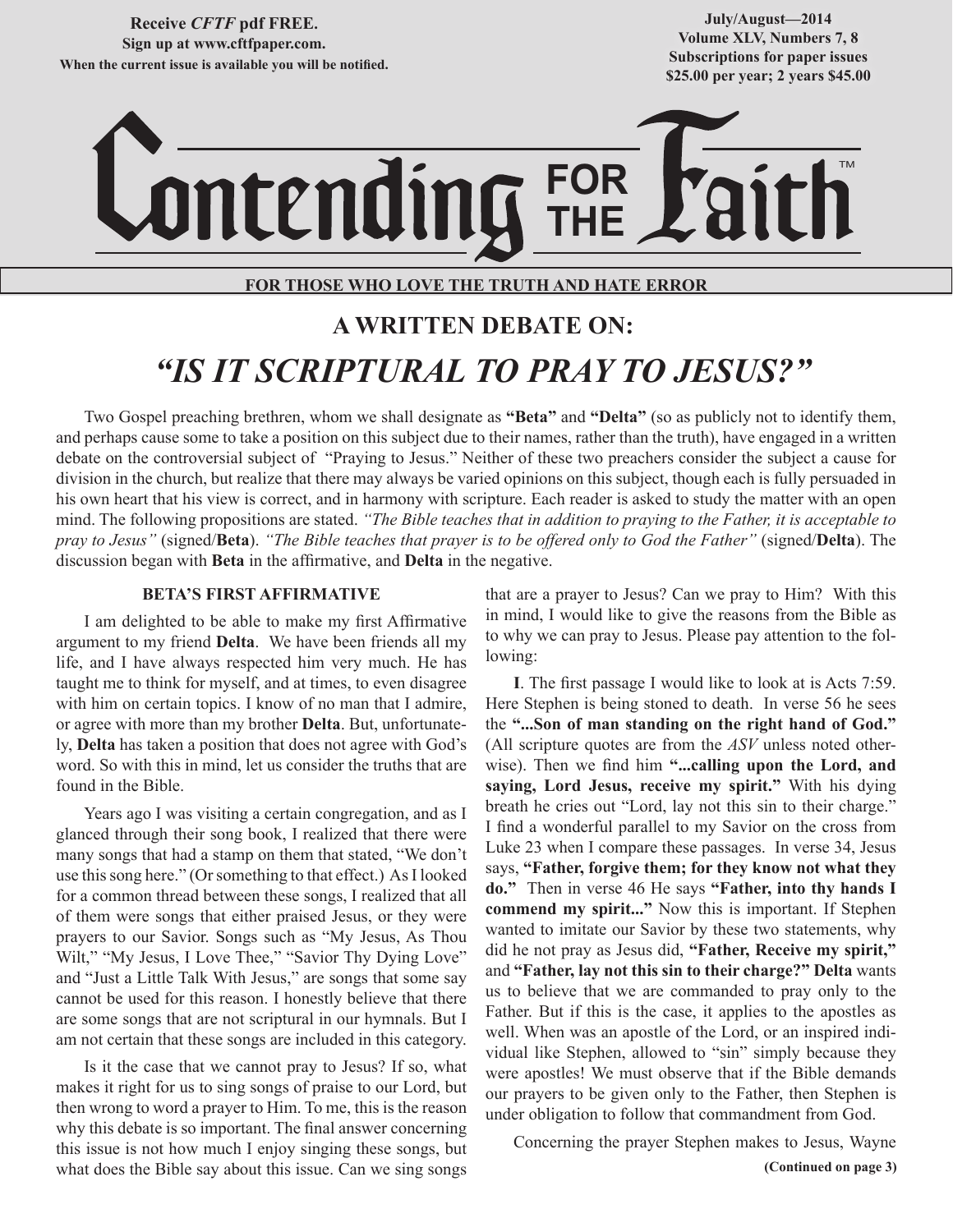Receive *CFTF* pdf FREE.
Sign up at www.cftfpaper.com.
When the current issue is available you will be notified.

July/August—2014
Volume XLV, Numbers 7, 8
Subscriptions for paper issues
$25.00 per year; 2 years $45.00

# Contending FOR THE Faith™

**FOR THOSE WHO LOVE THE TRUTH AND HATE ERROR**

## A WRITTEN DEBATE ON:

## *"IS IT SCRIPTURAL TO PRAY TO JESUS?"*

Two Gospel preaching brethren, whom we shall designate as **"Beta"** and **"Delta"** (so as publicly not to identify them, and perhaps cause some to take a position on this subject due to their names, rather than the truth), have engaged in a written debate on the controversial subject of "Praying to Jesus." Neither of these two preachers consider the subject a cause for division in the church, but realize that there may always be varied opinions on this subject, though each is fully persuaded in his own heart that his view is correct, and in harmony with scripture. Each reader is asked to study the matter with an open mind. The following propositions are stated. *"The Bible teaches that in addition to praying to the Father, it is acceptable to pray to Jesus"* (signed/**Beta**). *"The Bible teaches that prayer is to be offered only to God the Father"* (signed/**Delta**). The discussion began with **Beta** in the affirmative, and **Delta** in the negative.

### BETA'S FIRST AFFIRMATIVE

I am delighted to be able to make my first Affirmative argument to my friend **Delta**. We have been friends all my life, and I have always respected him very much. He has taught me to think for myself, and at times, to even disagree with him on certain topics. I know of no man that I admire, or agree with more than my brother **Delta**. But, unfortunately, **Delta** has taken a position that does not agree with God's word. So with this in mind, let us consider the truths that are found in the Bible.

Years ago I was visiting a certain congregation, and as I glanced through their song book, I realized that there were many songs that had a stamp on them that stated, "We don't use this song here." (Or something to that effect.) As I looked for a common thread between these songs, I realized that all of them were songs that either praised Jesus, or they were prayers to our Savior. Songs such as "My Jesus, As Thou Wilt," "My Jesus, I Love Thee," "Savior Thy Dying Love" and "Just a Little Talk With Jesus," are songs that some say cannot be used for this reason. I honestly believe that there are some songs that are not scriptural in our hymnals. But I am not certain that these songs are included in this category.

Is it the case that we cannot pray to Jesus? If so, what makes it right for us to sing songs of praise to our Lord, but then wrong to word a prayer to Him. To me, this is the reason why this debate is so important. The final answer concerning this issue is not how much I enjoy singing these songs, but what does the Bible say about this issue. Can we sing songs that are a prayer to Jesus? Can we pray to Him? With this in mind, I would like to give the reasons from the Bible as to why we can pray to Jesus. Please pay attention to the following:

**I**. The first passage I would like to look at is Acts 7:59. Here Stephen is being stoned to death. In verse 56 he sees the **"...Son of man standing on the right hand of God."** (All scripture quotes are from the *ASV* unless noted otherwise). Then we find him **"...calling upon the Lord, and saying, Lord Jesus, receive my spirit."** With his dying breath he cries out "Lord, lay not this sin to their charge." I find a wonderful parallel to my Savior on the cross from Luke 23 when I compare these passages. In verse 34, Jesus says, **"Father, forgive them; for they know not what they do."** Then in verse 46 He says **"Father, into thy hands I commend my spirit..."** Now this is important. If Stephen wanted to imitate our Savior by these two statements, why did he not pray as Jesus did, **"Father, Receive my spirit,"** and **"Father, lay not this sin to their charge?" Delta** wants us to believe that we are commanded to pray only to the Father. But if this is the case, it applies to the apostles as well. When was an apostle of the Lord, or an inspired individual like Stephen, allowed to "sin" simply because they were apostles! We must observe that if the Bible demands our prayers to be given only to the Father, then Stephen is under obligation to follow that commandment from God.

Concerning the prayer Stephen makes to Jesus, Wayne

**(Continued on page 3)**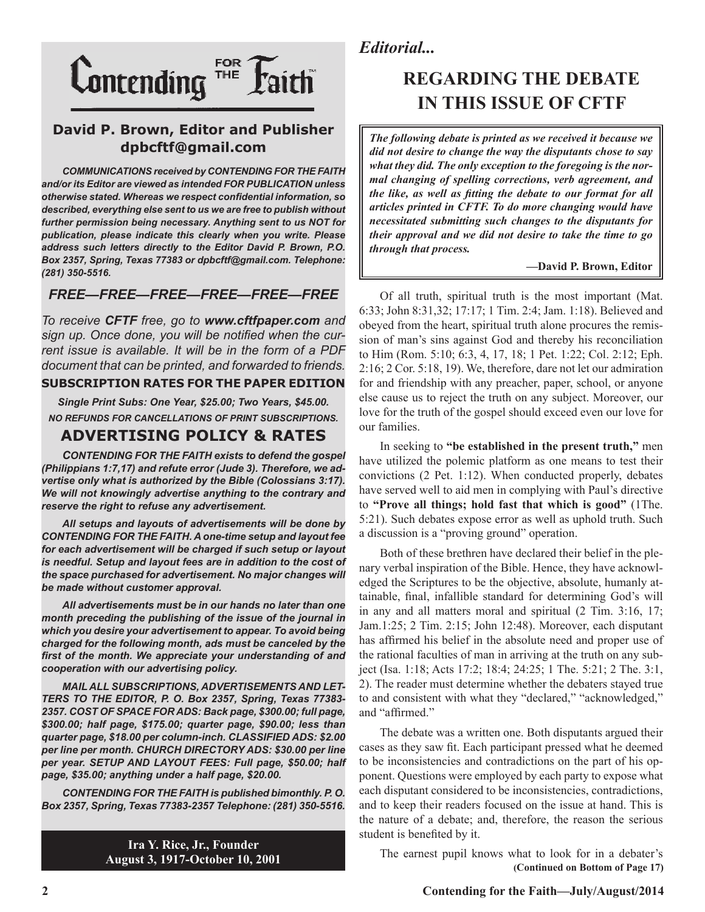# Contending FOR THE Faith™

**David P. Brown, Editor and Publisher**
**dpbcftf@gmail.com**

***COMMUNICATIONS received by CONTENDING FOR THE FAITH and/or its Editor are viewed as intended FOR PUBLICATION unless otherwise stated. Whereas we respect confidential information, so described, everything else sent to us we are free to publish without further permission being necessary. Anything sent to us NOT for publication, please indicate this clearly when you write. Please address such letters directly to the Editor David P. Brown, P.O. Box 2357, Spring, Texas 77383 or dpbcftf@gmail.com. Telephone: (281) 350-5516.***

***FREE—FREE—FREE—FREE—FREE—FREE***

*To receive **CFTF** free, go to **www.cftfpaper.com** and sign up. Once done, you will be notified when the current issue is available. It will be in the form of a PDF document that can be printed, and forwarded to friends.*

**SUBSCRIPTION RATES FOR THE PAPER EDITION**

***Single Print Subs: One Year, $25.00; Two Years, $45.00.***

***NO REFUNDS FOR CANCELLATIONS OF PRINT SUBSCRIPTIONS.***

## ADVERTISING POLICY & RATES

***CONTENDING FOR THE FAITH exists to defend the gospel (Philippians 1:7,17) and refute error (Jude 3). Therefore, we advertise only what is authorized by the Bible (Colossians 3:17). We will not knowingly advertise anything to the contrary and reserve the right to refuse any advertisement.***

***All setups and layouts of advertisements will be done by CONTENDING FOR THE FAITH. A one-time setup and layout fee for each advertisement will be charged if such setup or layout is needful. Setup and layout fees are in addition to the cost of the space purchased for advertisement. No major changes will be made without customer approval.***

***All advertisements must be in our hands no later than one month preceding the publishing of the issue of the journal in which you desire your advertisement to appear. To avoid being charged for the following month, ads must be canceled by the first of the month. We appreciate your understanding of and cooperation with our advertising policy.***

***MAIL ALL SUBSCRIPTIONS, ADVERTISEMENTS AND LETTERS TO THE EDITOR, P. O. Box 2357, Spring, Texas 77383-2357. COST OF SPACE FOR ADS: Back page, $300.00; full page, $300.00; half page, $175.00; quarter page, $90.00; less than quarter page, $18.00 per column-inch. CLASSIFIED ADS: $2.00 per line per month. CHURCH DIRECTORY ADS: $30.00 per line per year. SETUP AND LAYOUT FEES: Full page, $50.00; half page, $35.00; anything under a half page, $20.00.***

***CONTENDING FOR THE FAITH is published bimonthly. P. O. Box 2357, Spring, Texas 77383-2357 Telephone: (281) 350-5516.***

**Ira Y. Rice, Jr., Founder**
**August 3, 1917-October 10, 2001**

*Editorial...*

# REGARDING THE DEBATE IN THIS ISSUE OF CFTF

***The following debate is printed as we received it because we did not desire to change the way the disputants chose to say what they did. The only exception to the foregoing is the normal changing of spelling corrections, verb agreement, and the like, as well as fitting the debate to our format for all articles printed in CFTF. To do more changing would have necessitated submitting such changes to the disputants for their approval and we did not desire to take the time to go through that process.***

**—David P. Brown, Editor**

Of all truth, spiritual truth is the most important (Mat. 6:33; John 8:31,32; 17:17; 1 Tim. 2:4; Jam. 1:18). Believed and obeyed from the heart, spiritual truth alone procures the remission of man's sins against God and thereby his reconciliation to Him (Rom. 5:10; 6:3, 4, 17, 18; 1 Pet. 1:22; Col. 2:12; Eph. 2:16; 2 Cor. 5:18, 19). We, therefore, dare not let our admiration for and friendship with any preacher, paper, school, or anyone else cause us to reject the truth on any subject. Moreover, our love for the truth of the gospel should exceed even our love for our families.

In seeking to **"be established in the present truth,"** men have utilized the polemic platform as one means to test their convictions (2 Pet. 1:12). When conducted properly, debates have served well to aid men in complying with Paul's directive to **"Prove all things; hold fast that which is good"** (1The. 5:21). Such debates expose error as well as uphold truth. Such a discussion is a "proving ground" operation.

Both of these brethren have declared their belief in the plenary verbal inspiration of the Bible. Hence, they have acknowledged the Scriptures to be the objective, absolute, humanly attainable, final, infallible standard for determining God's will in any and all matters moral and spiritual (2 Tim. 3:16, 17; Jam.1:25; 2 Tim. 2:15; John 12:48). Moreover, each disputant has affirmed his belief in the absolute need and proper use of the rational faculties of man in arriving at the truth on any subject (Isa. 1:18; Acts 17:2; 18:4; 24:25; 1 The. 5:21; 2 The. 3:1, 2). The reader must determine whether the debaters stayed true to and consistent with what they "declared," "acknowledged," and "affirmed."

The debate was a written one. Both disputants argued their cases as they saw fit. Each participant pressed what he deemed to be inconsistencies and contradictions on the part of his opponent. Questions were employed by each party to expose what each disputant considered to be inconsistencies, contradictions, and to keep their readers focused on the issue at hand. This is the nature of a debate; and, therefore, the reason the serious student is benefited by it.

The earnest pupil knows what to look for in a debater's

**(Continued on Bottom of Page 17)**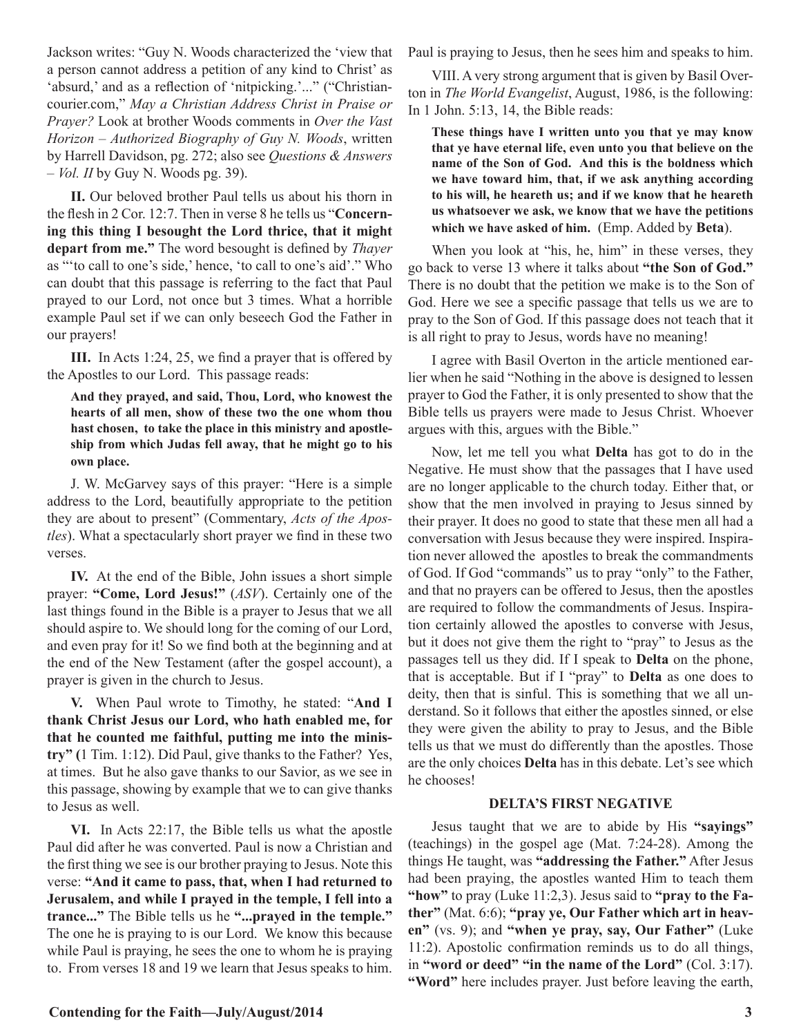Jackson writes: "Guy N. Woods characterized the 'view that a person cannot address a petition of any kind to Christ' as 'absurd,' and as a reflection of 'nitpicking.'..." ("Christiancourier.com," *May a Christian Address Christ in Praise or Prayer?* Look at brother Woods comments in *Over the Vast Horizon – Authorized Biography of Guy N. Woods*, written by Harrell Davidson, pg. 272; also see *Questions & Answers – Vol. II* by Guy N. Woods pg. 39).

**II.** Our beloved brother Paul tells us about his thorn in the flesh in 2 Cor. 12:7. Then in verse 8 he tells us "**Concerning this thing I besought the Lord thrice, that it might depart from me.**" The word besought is defined by *Thayer* as "'to call to one's side,' hence, 'to call to one's aid'." Who can doubt that this passage is referring to the fact that Paul prayed to our Lord, not once but 3 times. What a horrible example Paul set if we can only beseech God the Father in our prayers!

**III.** In Acts 1:24, 25, we find a prayer that is offered by the Apostles to our Lord. This passage reads:

> **And they prayed, and said, Thou, Lord, who knowest the hearts of all men, show of these two the one whom thou hast chosen, to take the place in this ministry and apostleship from which Judas fell away, that he might go to his own place.**

J. W. McGarvey says of this prayer: "Here is a simple address to the Lord, beautifully appropriate to the petition they are about to present" (Commentary, *Acts of the Apostles*). What a spectacularly short prayer we find in these two verses.

**IV.** At the end of the Bible, John issues a short simple prayer: **"Come, Lord Jesus!"** (*ASV*). Certainly one of the last things found in the Bible is a prayer to Jesus that we all should aspire to. We should long for the coming of our Lord, and even pray for it! So we find both at the beginning and at the end of the New Testament (after the gospel account), a prayer is given in the church to Jesus.

**V.** When Paul wrote to Timothy, he stated: "**And I thank Christ Jesus our Lord, who hath enabled me, for that he counted me faithful, putting me into the ministry"** (1 Tim. 1:12). Did Paul, give thanks to the Father? Yes, at times. But he also gave thanks to our Savior, as we see in this passage, showing by example that we to can give thanks to Jesus as well.

**VI.** In Acts 22:17, the Bible tells us what the apostle Paul did after he was converted. Paul is now a Christian and the first thing we see is our brother praying to Jesus. Note this verse: **"And it came to pass, that, when I had returned to Jerusalem, and while I prayed in the temple, I fell into a trance..."** The Bible tells us he **"...prayed in the temple."** The one he is praying to is our Lord. We know this because while Paul is praying, he sees the one to whom he is praying to. From verses 18 and 19 we learn that Jesus speaks to him. Paul is praying to Jesus, then he sees him and speaks to him.

VIII. A very strong argument that is given by Basil Overton in *The World Evangelist*, August, 1986, is the following: In 1 John. 5:13, 14, the Bible reads:

> **These things have I written unto you that ye may know that ye have eternal life, even unto you that believe on the name of the Son of God. And this is the boldness which we have toward him, that, if we ask anything according to his will, he heareth us; and if we know that he heareth us whatsoever we ask, we know that we have the petitions which we have asked of him.** (Emp. Added by **Beta**).

When you look at "his, he, him" in these verses, they go back to verse 13 where it talks about **"the Son of God."** There is no doubt that the petition we make is to the Son of God. Here we see a specific passage that tells us we are to pray to the Son of God. If this passage does not teach that it is all right to pray to Jesus, words have no meaning!

I agree with Basil Overton in the article mentioned earlier when he said "Nothing in the above is designed to lessen prayer to God the Father, it is only presented to show that the Bible tells us prayers were made to Jesus Christ. Whoever argues with this, argues with the Bible."

Now, let me tell you what **Delta** has got to do in the Negative. He must show that the passages that I have used are no longer applicable to the church today. Either that, or show that the men involved in praying to Jesus sinned by their prayer. It does no good to state that these men all had a conversation with Jesus because they were inspired. Inspiration never allowed the apostles to break the commandments of God. If God "commands" us to pray "only" to the Father, and that no prayers can be offered to Jesus, then the apostles are required to follow the commandments of Jesus. Inspiration certainly allowed the apostles to converse with Jesus, but it does not give them the right to "pray" to Jesus as the passages tell us they did. If I speak to **Delta** on the phone, that is acceptable. But if I "pray" to **Delta** as one does to deity, then that is sinful. This is something that we all understand. So it follows that either the apostles sinned, or else they were given the ability to pray to Jesus, and the Bible tells us that we must do differently than the apostles. Those are the only choices **Delta** has in this debate. Let's see which he chooses!

## DELTA'S FIRST NEGATIVE

Jesus taught that we are to abide by His **"sayings"** (teachings) in the gospel age (Mat. 7:24-28). Among the things He taught, was **"addressing the Father."** After Jesus had been praying, the apostles wanted Him to teach them **"how"** to pray (Luke 11:2,3). Jesus said to **"pray to the Father"** (Mat. 6:6); **"pray ye, Our Father which art in heaven"** (vs. 9); and **"when ye pray, say, Our Father"** (Luke 11:2). Apostolic confirmation reminds us to do all things, in **"word or deed" "in the name of the Lord"** (Col. 3:17). **"Word"** here includes prayer. Just before leaving the earth,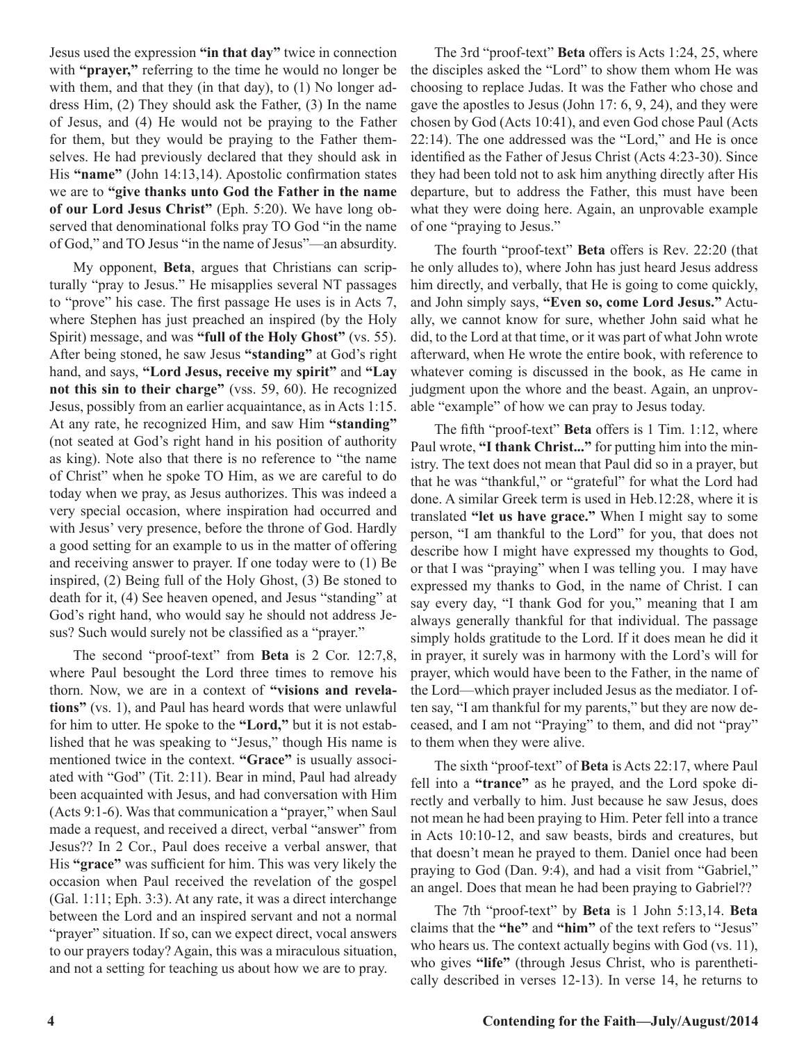Jesus used the expression **"in that day"** twice in connection with **"prayer,"** referring to the time he would no longer be with them, and that they (in that day), to (1) No longer address Him, (2) They should ask the Father, (3) In the name of Jesus, and (4) He would not be praying to the Father for them, but they would be praying to the Father themselves. He had previously declared that they should ask in His **"name"** (John 14:13,14). Apostolic confirmation states we are to **"give thanks unto God the Father in the name of our Lord Jesus Christ"** (Eph. 5:20). We have long observed that denominational folks pray TO God "in the name of God," and TO Jesus "in the name of Jesus"—an absurdity.

My opponent, **Beta**, argues that Christians can scripturally "pray to Jesus." He misapplies several NT passages to "prove" his case. The first passage He uses is in Acts 7, where Stephen has just preached an inspired (by the Holy Spirit) message, and was **"full of the Holy Ghost"** (vs. 55). After being stoned, he saw Jesus **"standing"** at God's right hand, and says, **"Lord Jesus, receive my spirit"** and **"Lay not this sin to their charge"** (vss. 59, 60). He recognized Jesus, possibly from an earlier acquaintance, as in Acts 1:15. At any rate, he recognized Him, and saw Him **"standing"** (not seated at God's right hand in his position of authority as king). Note also that there is no reference to "the name of Christ" when he spoke TO Him, as we are careful to do today when we pray, as Jesus authorizes. This was indeed a very special occasion, where inspiration had occurred and with Jesus' very presence, before the throne of God. Hardly a good setting for an example to us in the matter of offering and receiving answer to prayer. If one today were to (1) Be inspired, (2) Being full of the Holy Ghost, (3) Be stoned to death for it, (4) See heaven opened, and Jesus "standing" at God's right hand, who would say he should not address Jesus? Such would surely not be classified as a "prayer."

The second "proof-text" from **Beta** is 2 Cor. 12:7,8, where Paul besought the Lord three times to remove his thorn. Now, we are in a context of **"visions and revelations"** (vs. 1), and Paul has heard words that were unlawful for him to utter. He spoke to the **"Lord,"** but it is not established that he was speaking to "Jesus," though His name is mentioned twice in the context. **"Grace"** is usually associated with "God" (Tit. 2:11). Bear in mind, Paul had already been acquainted with Jesus, and had conversation with Him (Acts 9:1-6). Was that communication a "prayer," when Saul made a request, and received a direct, verbal "answer" from Jesus?? In 2 Cor., Paul does receive a verbal answer, that His **"grace"** was sufficient for him. This was very likely the occasion when Paul received the revelation of the gospel (Gal. 1:11; Eph. 3:3). At any rate, it was a direct interchange between the Lord and an inspired servant and not a normal "prayer" situation. If so, can we expect direct, vocal answers to our prayers today? Again, this was a miraculous situation, and not a setting for teaching us about how we are to pray.

The 3rd "proof-text" **Beta** offers is Acts 1:24, 25, where the disciples asked the "Lord" to show them whom He was choosing to replace Judas. It was the Father who chose and gave the apostles to Jesus (John 17: 6, 9, 24), and they were chosen by God (Acts 10:41), and even God chose Paul (Acts 22:14). The one addressed was the "Lord," and He is once identified as the Father of Jesus Christ (Acts 4:23-30). Since they had been told not to ask him anything directly after His departure, but to address the Father, this must have been what they were doing here. Again, an unprovable example of one "praying to Jesus."

The fourth "proof-text" **Beta** offers is Rev. 22:20 (that he only alludes to), where John has just heard Jesus address him directly, and verbally, that He is going to come quickly, and John simply says, **"Even so, come Lord Jesus."** Actually, we cannot know for sure, whether John said what he did, to the Lord at that time, or it was part of what John wrote afterward, when He wrote the entire book, with reference to whatever coming is discussed in the book, as He came in judgment upon the whore and the beast. Again, an unprovable "example" of how we can pray to Jesus today.

The fifth "proof-text" **Beta** offers is 1 Tim. 1:12, where Paul wrote, **"I thank Christ..."** for putting him into the ministry. The text does not mean that Paul did so in a prayer, but that he was "thankful," or "grateful" for what the Lord had done. A similar Greek term is used in Heb.12:28, where it is translated **"let us have grace."** When I might say to some person, "I am thankful to the Lord" for you, that does not describe how I might have expressed my thoughts to God, or that I was "praying" when I was telling you. I may have expressed my thanks to God, in the name of Christ. I can say every day, "I thank God for you," meaning that I am always generally thankful for that individual. The passage simply holds gratitude to the Lord. If it does mean he did it in prayer, it surely was in harmony with the Lord's will for prayer, which would have been to the Father, in the name of the Lord—which prayer included Jesus as the mediator. I often say, "I am thankful for my parents," but they are now deceased, and I am not "Praying" to them, and did not "pray" to them when they were alive.

The sixth "proof-text" of **Beta** is Acts 22:17, where Paul fell into a **"trance"** as he prayed, and the Lord spoke directly and verbally to him. Just because he saw Jesus, does not mean he had been praying to Him. Peter fell into a trance in Acts 10:10-12, and saw beasts, birds and creatures, but that doesn't mean he prayed to them. Daniel once had been praying to God (Dan. 9:4), and had a visit from "Gabriel," an angel. Does that mean he had been praying to Gabriel??

The 7th "proof-text" by **Beta** is 1 John 5:13,14. **Beta** claims that the **"he"** and **"him"** of the text refers to "Jesus" who hears us. The context actually begins with God (vs. 11), who gives **"life"** (through Jesus Christ, who is parenthetically described in verses 12-13). In verse 14, he returns to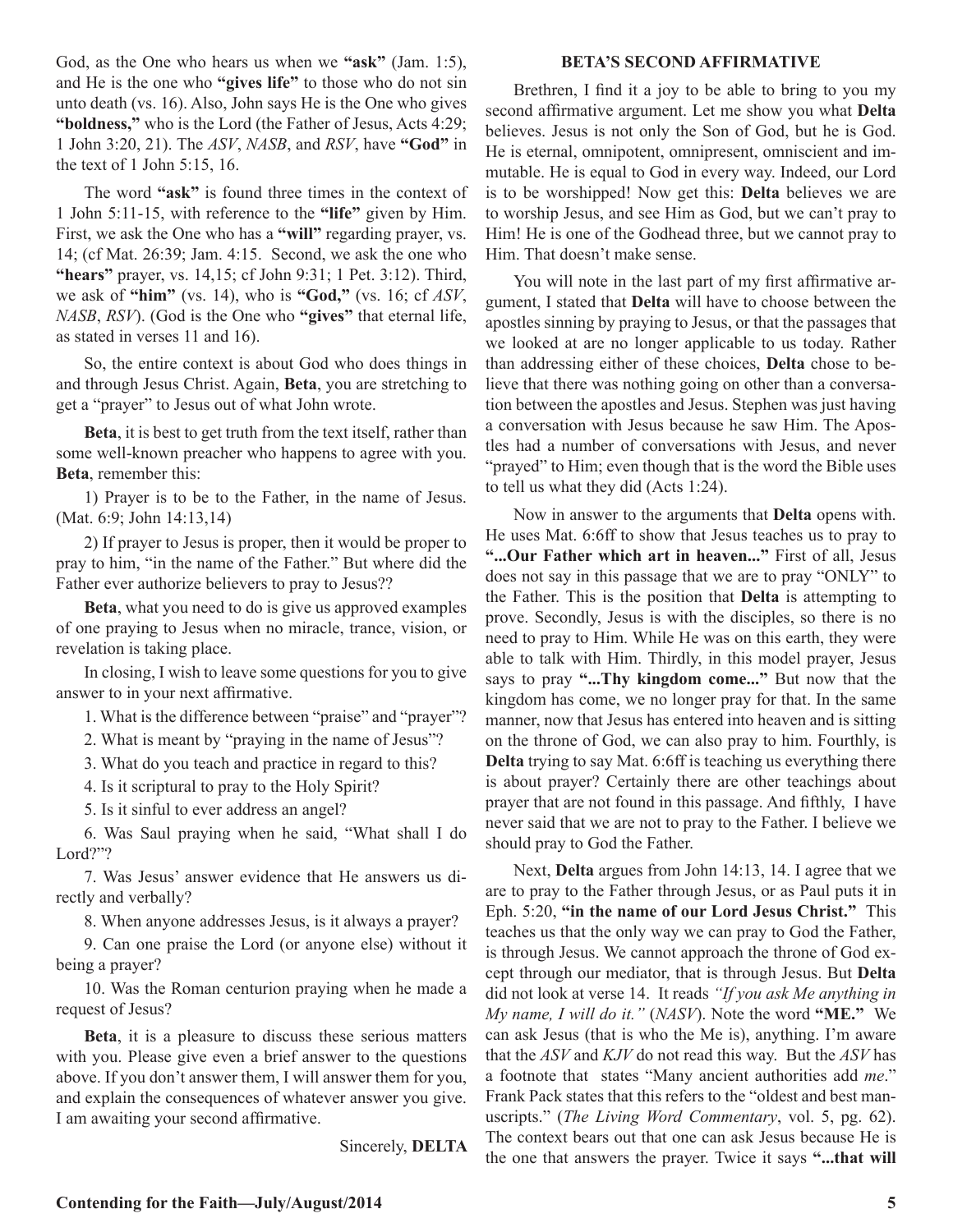God, as the One who hears us when we **"ask"** (Jam. 1:5), and He is the one who **"gives life"** to those who do not sin unto death (vs. 16). Also, John says He is the One who gives **"boldness,"** who is the Lord (the Father of Jesus, Acts 4:29; 1 John 3:20, 21). The *ASV*, *NASB*, and *RSV*, have **"God"** in the text of 1 John 5:15, 16.

The word **"ask"** is found three times in the context of 1 John 5:11-15, with reference to the **"life"** given by Him. First, we ask the One who has a **"will"** regarding prayer, vs. 14; (cf Mat. 26:39; Jam. 4:15. Second, we ask the one who **"hears"** prayer, vs. 14,15; cf John 9:31; 1 Pet. 3:12). Third, we ask of **"him"** (vs. 14), who is **"God,"** (vs. 16; cf *ASV*, *NASB*, *RSV*). (God is the One who **"gives"** that eternal life, as stated in verses 11 and 16).

So, the entire context is about God who does things in and through Jesus Christ. Again, **Beta**, you are stretching to get a "prayer" to Jesus out of what John wrote.

**Beta**, it is best to get truth from the text itself, rather than some well-known preacher who happens to agree with you. **Beta**, remember this:

1) Prayer is to be to the Father, in the name of Jesus. (Mat. 6:9; John 14:13,14)

2) If prayer to Jesus is proper, then it would be proper to pray to him, "in the name of the Father." But where did the Father ever authorize believers to pray to Jesus??

**Beta**, what you need to do is give us approved examples of one praying to Jesus when no miracle, trance, vision, or revelation is taking place.

In closing, I wish to leave some questions for you to give answer to in your next affirmative.

1. What is the difference between "praise" and "prayer"?

2. What is meant by "praying in the name of Jesus"?

3. What do you teach and practice in regard to this?

4. Is it scriptural to pray to the Holy Spirit?

5. Is it sinful to ever address an angel?

6. Was Saul praying when he said, "What shall I do Lord?"?

7. Was Jesus' answer evidence that He answers us directly and verbally?

8. When anyone addresses Jesus, is it always a prayer?

9. Can one praise the Lord (or anyone else) without it being a prayer?

10. Was the Roman centurion praying when he made a request of Jesus?

**Beta**, it is a pleasure to discuss these serious matters with you. Please give even a brief answer to the questions above. If you don't answer them, I will answer them for you, and explain the consequences of whatever answer you give. I am awaiting your second affirmative.

Sincerely, **DELTA**

## BETA'S SECOND AFFIRMATIVE

Brethren, I find it a joy to be able to bring to you my second affirmative argument. Let me show you what **Delta** believes. Jesus is not only the Son of God, but he is God. He is eternal, omnipotent, omnipresent, omniscient and immutable. He is equal to God in every way. Indeed, our Lord is to be worshipped! Now get this: **Delta** believes we are to worship Jesus, and see Him as God, but we can't pray to Him! He is one of the Godhead three, but we cannot pray to Him. That doesn't make sense.

You will note in the last part of my first affirmative argument, I stated that **Delta** will have to choose between the apostles sinning by praying to Jesus, or that the passages that we looked at are no longer applicable to us today. Rather than addressing either of these choices, **Delta** chose to believe that there was nothing going on other than a conversation between the apostles and Jesus. Stephen was just having a conversation with Jesus because he saw Him. The Apostles had a number of conversations with Jesus, and never "prayed" to Him; even though that is the word the Bible uses to tell us what they did (Acts 1:24).

Now in answer to the arguments that **Delta** opens with. He uses Mat. 6:6ff to show that Jesus teaches us to pray to **"...Our Father which art in heaven..."** First of all, Jesus does not say in this passage that we are to pray "ONLY" to the Father. This is the position that **Delta** is attempting to prove. Secondly, Jesus is with the disciples, so there is no need to pray to Him. While He was on this earth, they were able to talk with Him. Thirdly, in this model prayer, Jesus says to pray **"...Thy kingdom come..."** But now that the kingdom has come, we no longer pray for that. In the same manner, now that Jesus has entered into heaven and is sitting on the throne of God, we can also pray to him. Fourthly, is **Delta** trying to say Mat. 6:6ff is teaching us everything there is about prayer? Certainly there are other teachings about prayer that are not found in this passage. And fifthly, I have never said that we are not to pray to the Father. I believe we should pray to God the Father.

Next, **Delta** argues from John 14:13, 14. I agree that we are to pray to the Father through Jesus, or as Paul puts it in Eph. 5:20, **"in the name of our Lord Jesus Christ."** This teaches us that the only way we can pray to God the Father, is through Jesus. We cannot approach the throne of God except through our mediator, that is through Jesus. But **Delta** did not look at verse 14. It reads *"If you ask Me anything in My name, I will do it."* (*NASV*). Note the word **"ME."** We can ask Jesus (that is who the Me is), anything. I'm aware that the *ASV* and *KJV* do not read this way. But the *ASV* has a footnote that states "Many ancient authorities add *me*." Frank Pack states that this refers to the "oldest and best manuscripts." (*The Living Word Commentary*, vol. 5, pg. 62). The context bears out that one can ask Jesus because He is the one that answers the prayer. Twice it says **"...that will**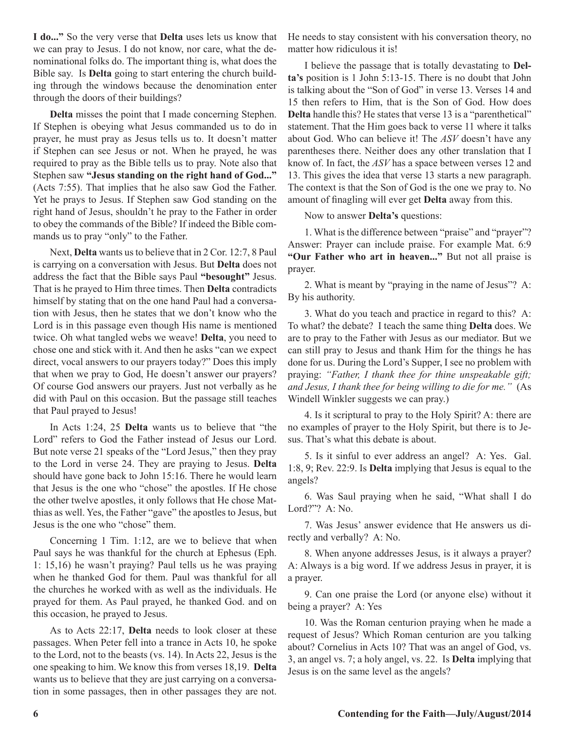**I do..."** So the very verse that **Delta** uses lets us know that we can pray to Jesus. I do not know, nor care, what the denominational folks do. The important thing is, what does the Bible say. Is **Delta** going to start entering the church building through the windows because the denomination enter through the doors of their buildings?

**Delta** misses the point that I made concerning Stephen. If Stephen is obeying what Jesus commanded us to do in prayer, he must pray as Jesus tells us to. It doesn't matter if Stephen can see Jesus or not. When he prayed, he was required to pray as the Bible tells us to pray. Note also that Stephen saw **"Jesus standing on the right hand of God..."** (Acts 7:55). That implies that he also saw God the Father. Yet he prays to Jesus. If Stephen saw God standing on the right hand of Jesus, shouldn't he pray to the Father in order to obey the commands of the Bible? If indeed the Bible commands us to pray "only" to the Father.

Next, **Delta** wants us to believe that in 2 Cor. 12:7, 8 Paul is carrying on a conversation with Jesus. But **Delta** does not address the fact that the Bible says Paul **"besought"** Jesus. That is he prayed to Him three times. Then **Delta** contradicts himself by stating that on the one hand Paul had a conversation with Jesus, then he states that we don't know who the Lord is in this passage even though His name is mentioned twice. Oh what tangled webs we weave! **Delta**, you need to chose one and stick with it. And then he asks "can we expect direct, vocal answers to our prayers today?" Does this imply that when we pray to God, He doesn't answer our prayers? Of course God answers our prayers. Just not verbally as he did with Paul on this occasion. But the passage still teaches that Paul prayed to Jesus!

In Acts 1:24, 25 **Delta** wants us to believe that "the Lord" refers to God the Father instead of Jesus our Lord. But note verse 21 speaks of the "Lord Jesus," then they pray to the Lord in verse 24. They are praying to Jesus. **Delta** should have gone back to John 15:16. There he would learn that Jesus is the one who "chose" the apostles. If He chose the other twelve apostles, it only follows that He chose Matthias as well. Yes, the Father "gave" the apostles to Jesus, but Jesus is the one who "chose" them.

Concerning 1 Tim. 1:12, are we to believe that when Paul says he was thankful for the church at Ephesus (Eph. 1: 15,16) he wasn't praying? Paul tells us he was praying when he thanked God for them. Paul was thankful for all the churches he worked with as well as the individuals. He prayed for them. As Paul prayed, he thanked God. and on this occasion, he prayed to Jesus.

As to Acts 22:17, **Delta** needs to look closer at these passages. When Peter fell into a trance in Acts 10, he spoke to the Lord, not to the beasts (vs. 14). In Acts 22, Jesus is the one speaking to him. We know this from verses 18,19. **Delta** wants us to believe that they are just carrying on a conversation in some passages, then in other passages they are not. He needs to stay consistent with his conversation theory, no matter how ridiculous it is!

I believe the passage that is totally devastating to **Delta's** position is 1 John 5:13-15. There is no doubt that John is talking about the "Son of God" in verse 13. Verses 14 and 15 then refers to Him, that is the Son of God. How does **Delta** handle this? He states that verse 13 is a "parenthetical" statement. That the Him goes back to verse 11 where it talks about God. Who can believe it! The *ASV* doesn't have any parentheses there. Neither does any other translation that I know of. In fact, the *ASV* has a space between verses 12 and 13. This gives the idea that verse 13 starts a new paragraph. The context is that the Son of God is the one we pray to. No amount of finagling will ever get **Delta** away from this.

Now to answer **Delta's** questions:

1. What is the difference between "praise" and "prayer"? Answer: Prayer can include praise. For example Mat. 6:9 **"Our Father who art in heaven..."** But not all praise is prayer.

2. What is meant by "praying in the name of Jesus"? A: By his authority.

3. What do you teach and practice in regard to this? A: To what? the debate? I teach the same thing **Delta** does. We are to pray to the Father with Jesus as our mediator. But we can still pray to Jesus and thank Him for the things he has done for us. During the Lord's Supper, I see no problem with praying: *"Father, I thank thee for thine unspeakable gift; and Jesus, I thank thee for being willing to die for me."* (As Windell Winkler suggests we can pray.)

4. Is it scriptural to pray to the Holy Spirit? A: there are no examples of prayer to the Holy Spirit, but there is to Jesus. That's what this debate is about.

5. Is it sinful to ever address an angel? A: Yes. Gal. 1:8, 9; Rev. 22:9. Is **Delta** implying that Jesus is equal to the angels?

6. Was Saul praying when he said, "What shall I do Lord?"? A: No.

7. Was Jesus' answer evidence that He answers us directly and verbally? A: No.

8. When anyone addresses Jesus, is it always a prayer? A: Always is a big word. If we address Jesus in prayer, it is a prayer.

9. Can one praise the Lord (or anyone else) without it being a prayer? A: Yes

10. Was the Roman centurion praying when he made a request of Jesus? Which Roman centurion are you talking about? Cornelius in Acts 10? That was an angel of God, vs. 3, an angel vs. 7; a holy angel, vs. 22. Is **Delta** implying that Jesus is on the same level as the angels?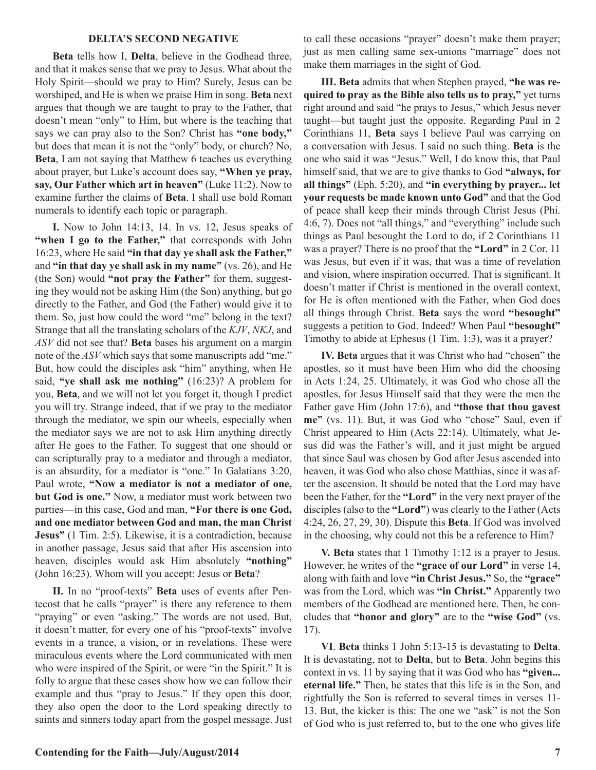### DELTA'S SECOND NEGATIVE

**Beta** tells how I, **Delta**, believe in the Godhead three, and that it makes sense that we pray to Jesus. What about the Holy Spirit—should we pray to Him? Surely, Jesus can be worshiped, and He is when we praise Him in song. **Beta** next argues that though we are taught to pray to the Father, that doesn't mean "only" to Him, but where is the teaching that says we can pray also to the Son? Christ has **"one body,"** but does that mean it is not the "only" body, or church? No, **Beta**, I am not saying that Matthew 6 teaches us everything about prayer, but Luke's account does say, **"When ye pray, say, Our Father which art in heaven"** (Luke 11:2). Now to examine further the claims of **Beta**. I shall use bold Roman numerals to identify each topic or paragraph.

**I.** Now to John 14:13, 14. In vs. 12, Jesus speaks of **"when I go to the Father,"** that corresponds with John 16:23, where He said **"in that day ye shall ask the Father,"** and **"in that day ye shall ask in my name"** (vs. 26), and He (the Son) would **"not pray the Father"** for them, suggesting they would not be asking Him (the Son) anything, but go directly to the Father, and God (the Father) would give it to them. So, just how could the word "me" belong in the text? Strange that all the translating scholars of the *KJV*, *NKJ*, and *ASV* did not see that? **Beta** bases his argument on a margin note of the *ASV* which says that some manuscripts add "me." But, how could the disciples ask "him" anything, when He said, **"ye shall ask me nothing"** (16:23)? A problem for you, **Beta**, and we will not let you forget it, though I predict you will try. Strange indeed, that if we pray to the mediator through the mediator, we spin our wheels, especially when the mediator says we are not to ask Him anything directly after He goes to the Father. To suggest that one should or can scripturally pray to a mediator and through a mediator, is an absurdity, for a mediator is "one." In Galatians 3:20, Paul wrote, **"Now a mediator is not a mediator of one, but God is one."** Now, a mediator must work between two parties—in this case, God and man, **"For there is one God, and one mediator between God and man, the man Christ Jesus"** (1 Tim. 2:5). Likewise, it is a contradiction, because in another passage, Jesus said that after His ascension into heaven, disciples would ask Him absolutely **"nothing"** (John 16:23). Whom will you accept: Jesus or **Beta**?

**II.** In no "proof-texts" **Beta** uses of events after Pentecost that he calls "prayer" is there any reference to them "praying" or even "asking." The words are not used. But, it doesn't matter, for every one of his "proof-texts" involve events in a trance, a vision, or in revelations. These were miraculous events where the Lord communicated with men who were inspired of the Spirit, or were "in the Spirit." It is folly to argue that these cases show how we can follow their example and thus "pray to Jesus." If they open this door, they also open the door to the Lord speaking directly to saints and sinners today apart from the gospel message. Just to call these occasions "prayer" doesn't make them prayer; just as men calling same sex-unions "marriage" does not make them marriages in the sight of God.

**III. Beta** admits that when Stephen prayed, **"he was required to pray as the Bible also tells us to pray,"** yet turns right around and said "he prays to Jesus," which Jesus never taught—but taught just the opposite. Regarding Paul in 2 Corinthians 11, **Beta** says I believe Paul was carrying on a conversation with Jesus. I said no such thing. **Beta** is the one who said it was "Jesus." Well, I do know this, that Paul himself said, that we are to give thanks to God **"always, for all things"** (Eph. 5:20), and **"in everything by prayer... let your requests be made known unto God"** and that the God of peace shall keep their minds through Christ Jesus (Phi. 4:6, 7). Does not "all things," and "everything" include such things as Paul besought the Lord to do, if 2 Corinthians 11 was a prayer? There is no proof that the **"Lord"** in 2 Cor. 11 was Jesus, but even if it was, that was a time of revelation and vision, where inspiration occurred. That is significant. It doesn't matter if Christ is mentioned in the overall context, for He is often mentioned with the Father, when God does all things through Christ. **Beta** says the word **"besought"** suggests a petition to God. Indeed? When Paul **"besought"** Timothy to abide at Ephesus (1 Tim. 1:3), was it a prayer?

**IV. Beta** argues that it was Christ who had "chosen" the apostles, so it must have been Him who did the choosing in Acts 1:24, 25. Ultimately, it was God who chose all the apostles, for Jesus Himself said that they were the men the Father gave Him (John 17:6), and **"those that thou gavest me"** (vs. 11). But, it was God who "chose" Saul, even if Christ appeared to Him (Acts 22:14). Ultimately, what Jesus did was the Father's will, and it just might be argued that since Saul was chosen by God after Jesus ascended into heaven, it was God who also chose Matthias, since it was after the ascension. It should be noted that the Lord may have been the Father, for the **"Lord"** in the very next prayer of the disciples (also to the **"Lord"**) was clearly to the Father (Acts 4:24, 26, 27, 29, 30). Dispute this **Beta**. If God was involved in the choosing, why could not this be a reference to Him?

**V. Beta** states that 1 Timothy 1:12 is a prayer to Jesus. However, he writes of the **"grace of our Lord"** in verse 14, along with faith and love **"in Christ Jesus."** So, the **"grace"** was from the Lord, which was **"in Christ."** Apparently two members of the Godhead are mentioned here. Then, he concludes that **"honor and glory"** are to the **"wise God"** (vs. 17).

**VI**. **Beta** thinks 1 John 5:13-15 is devastating to **Delta**. It is devastating, not to **Delta**, but to **Beta**. John begins this context in vs. 11 by saying that it was God who has **"given... eternal life."** Then, he states that this life is in the Son, and rightfully the Son is referred to several times in verses 11-13. But, the kicker is this: The one we "ask" is not the Son of God who is just referred to, but to the one who gives life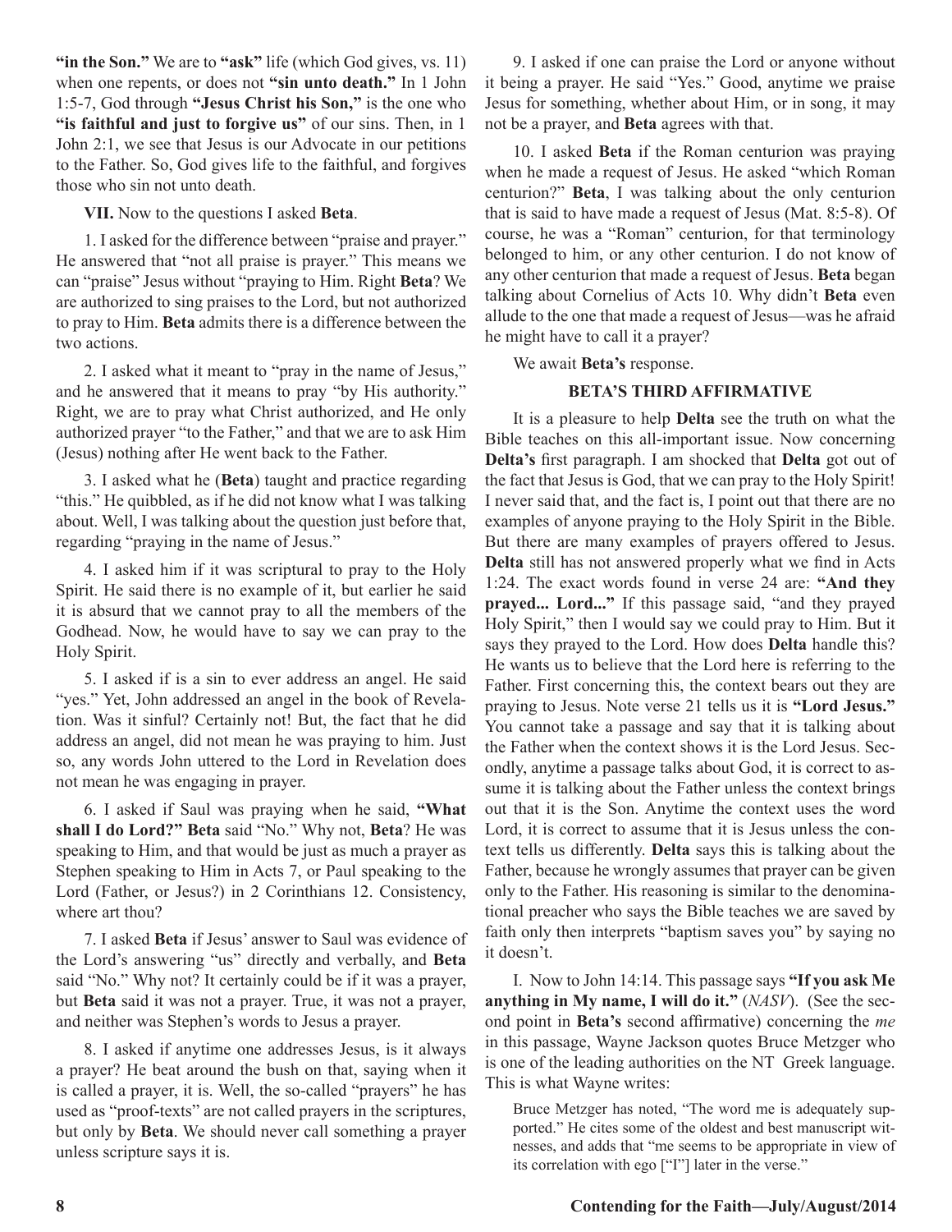**"in the Son."** We are to **"ask"** life (which God gives, vs. 11) when one repents, or does not **"sin unto death."** In 1 John 1:5-7, God through **"Jesus Christ his Son,"** is the one who **"is faithful and just to forgive us"** of our sins. Then, in 1 John 2:1, we see that Jesus is our Advocate in our petitions to the Father. So, God gives life to the faithful, and forgives those who sin not unto death.

**VII.** Now to the questions I asked **Beta**.

1. I asked for the difference between "praise and prayer." He answered that "not all praise is prayer." This means we can "praise" Jesus without "praying to Him. Right **Beta**? We are authorized to sing praises to the Lord, but not authorized to pray to Him. **Beta** admits there is a difference between the two actions.

2. I asked what it meant to "pray in the name of Jesus," and he answered that it means to pray "by His authority." Right, we are to pray what Christ authorized, and He only authorized prayer "to the Father," and that we are to ask Him (Jesus) nothing after He went back to the Father.

3. I asked what he (**Beta**) taught and practice regarding "this." He quibbled, as if he did not know what I was talking about. Well, I was talking about the question just before that, regarding "praying in the name of Jesus."

4. I asked him if it was scriptural to pray to the Holy Spirit. He said there is no example of it, but earlier he said it is absurd that we cannot pray to all the members of the Godhead. Now, he would have to say we can pray to the Holy Spirit.

5. I asked if is a sin to ever address an angel. He said "yes." Yet, John addressed an angel in the book of Revelation. Was it sinful? Certainly not! But, the fact that he did address an angel, did not mean he was praying to him. Just so, any words John uttered to the Lord in Revelation does not mean he was engaging in prayer.

6. I asked if Saul was praying when he said, **"What shall I do Lord?" Beta** said "No." Why not, **Beta**? He was speaking to Him, and that would be just as much a prayer as Stephen speaking to Him in Acts 7, or Paul speaking to the Lord (Father, or Jesus?) in 2 Corinthians 12. Consistency, where art thou?

7. I asked **Beta** if Jesus' answer to Saul was evidence of the Lord's answering "us" directly and verbally, and **Beta** said "No." Why not? It certainly could be if it was a prayer, but **Beta** said it was not a prayer. True, it was not a prayer, and neither was Stephen's words to Jesus a prayer.

8. I asked if anytime one addresses Jesus, is it always a prayer? He beat around the bush on that, saying when it is called a prayer, it is. Well, the so-called "prayers" he has used as "proof-texts" are not called prayers in the scriptures, but only by **Beta**. We should never call something a prayer unless scripture says it is.

9. I asked if one can praise the Lord or anyone without it being a prayer. He said "Yes." Good, anytime we praise Jesus for something, whether about Him, or in song, it may not be a prayer, and **Beta** agrees with that.

10. I asked **Beta** if the Roman centurion was praying when he made a request of Jesus. He asked "which Roman centurion?" **Beta**, I was talking about the only centurion that is said to have made a request of Jesus (Mat. 8:5-8). Of course, he was a "Roman" centurion, for that terminology belonged to him, or any other centurion. I do not know of any other centurion that made a request of Jesus. **Beta** began talking about Cornelius of Acts 10. Why didn't **Beta** even allude to the one that made a request of Jesus—was he afraid he might have to call it a prayer?

We await **Beta's** response.

### BETA'S THIRD AFFIRMATIVE

It is a pleasure to help **Delta** see the truth on what the Bible teaches on this all-important issue. Now concerning **Delta's** first paragraph. I am shocked that **Delta** got out of the fact that Jesus is God, that we can pray to the Holy Spirit! I never said that, and the fact is, I point out that there are no examples of anyone praying to the Holy Spirit in the Bible. But there are many examples of prayers offered to Jesus. **Delta** still has not answered properly what we find in Acts 1:24. The exact words found in verse 24 are: **"And they prayed... Lord..."** If this passage said, "and they prayed Holy Spirit," then I would say we could pray to Him. But it says they prayed to the Lord. How does **Delta** handle this? He wants us to believe that the Lord here is referring to the Father. First concerning this, the context bears out they are praying to Jesus. Note verse 21 tells us it is **"Lord Jesus."** You cannot take a passage and say that it is talking about the Father when the context shows it is the Lord Jesus. Secondly, anytime a passage talks about God, it is correct to assume it is talking about the Father unless the context brings out that it is the Son. Anytime the context uses the word Lord, it is correct to assume that it is Jesus unless the context tells us differently. **Delta** says this is talking about the Father, because he wrongly assumes that prayer can be given only to the Father. His reasoning is similar to the denominational preacher who says the Bible teaches we are saved by faith only then interprets "baptism saves you" by saying no it doesn't.

I. Now to John 14:14. This passage says **"If you ask Me anything in My name, I will do it."** (*NASV*). (See the second point in **Beta's** second affirmative) concerning the *me* in this passage, Wayne Jackson quotes Bruce Metzger who is one of the leading authorities on the NT Greek language. This is what Wayne writes:

> Bruce Metzger has noted, "The word me is adequately supported." He cites some of the oldest and best manuscript witnesses, and adds that "me seems to be appropriate in view of its correlation with ego ["I"] later in the verse."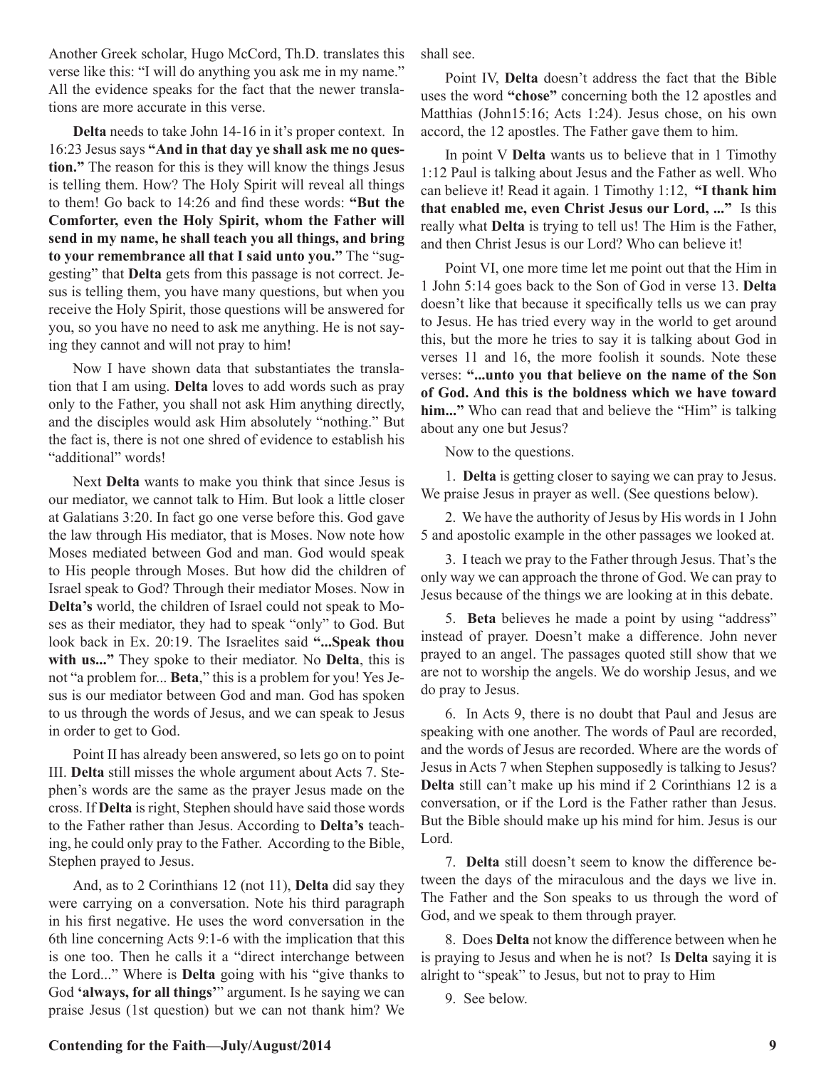Another Greek scholar, Hugo McCord, Th.D. translates this verse like this: "I will do anything you ask me in my name." All the evidence speaks for the fact that the newer translations are more accurate in this verse.

**Delta** needs to take John 14-16 in it's proper context. In 16:23 Jesus says **"And in that day ye shall ask me no question."** The reason for this is they will know the things Jesus is telling them. How? The Holy Spirit will reveal all things to them! Go back to 14:26 and find these words: **"But the Comforter, even the Holy Spirit, whom the Father will send in my name, he shall teach you all things, and bring to your remembrance all that I said unto you."** The "suggesting" that **Delta** gets from this passage is not correct. Jesus is telling them, you have many questions, but when you receive the Holy Spirit, those questions will be answered for you, so you have no need to ask me anything. He is not saying they cannot and will not pray to him!

Now I have shown data that substantiates the translation that I am using. **Delta** loves to add words such as pray only to the Father, you shall not ask Him anything directly, and the disciples would ask Him absolutely "nothing." But the fact is, there is not one shred of evidence to establish his "additional" words!

Next **Delta** wants to make you think that since Jesus is our mediator, we cannot talk to Him. But look a little closer at Galatians 3:20. In fact go one verse before this. God gave the law through His mediator, that is Moses. Now note how Moses mediated between God and man. God would speak to His people through Moses. But how did the children of Israel speak to God? Through their mediator Moses. Now in **Delta's** world, the children of Israel could not speak to Moses as their mediator, they had to speak "only" to God. But look back in Ex. 20:19. The Israelites said **"...Speak thou with us..."** They spoke to their mediator. No **Delta**, this is not "a problem for... **Beta**," this is a problem for you! Yes Jesus is our mediator between God and man. God has spoken to us through the words of Jesus, and we can speak to Jesus in order to get to God.

Point II has already been answered, so lets go on to point III. **Delta** still misses the whole argument about Acts 7. Stephen's words are the same as the prayer Jesus made on the cross. If **Delta** is right, Stephen should have said those words to the Father rather than Jesus. According to **Delta's** teaching, he could only pray to the Father. According to the Bible, Stephen prayed to Jesus.

And, as to 2 Corinthians 12 (not 11), **Delta** did say they were carrying on a conversation. Note his third paragraph in his first negative. He uses the word conversation in the 6th line concerning Acts 9:1-6 with the implication that this is one too. Then he calls it a "direct interchange between the Lord..." Where is **Delta** going with his "give thanks to God **'always, for all things'**" argument. Is he saying we can praise Jesus (1st question) but we can not thank him? We shall see.

Point IV, **Delta** doesn't address the fact that the Bible uses the word **"chose"** concerning both the 12 apostles and Matthias (John15:16; Acts 1:24). Jesus chose, on his own accord, the 12 apostles. The Father gave them to him.

In point V **Delta** wants us to believe that in 1 Timothy 1:12 Paul is talking about Jesus and the Father as well. Who can believe it! Read it again. 1 Timothy 1:12, **"I thank him that enabled me, even Christ Jesus our Lord, ..."** Is this really what **Delta** is trying to tell us! The Him is the Father, and then Christ Jesus is our Lord? Who can believe it!

Point VI, one more time let me point out that the Him in 1 John 5:14 goes back to the Son of God in verse 13. **Delta** doesn't like that because it specifically tells us we can pray to Jesus. He has tried every way in the world to get around this, but the more he tries to say it is talking about God in verses 11 and 16, the more foolish it sounds. Note these verses: **"...unto you that believe on the name of the Son of God. And this is the boldness which we have toward him..."** Who can read that and believe the "Him" is talking about any one but Jesus?

Now to the questions.

1. **Delta** is getting closer to saying we can pray to Jesus. We praise Jesus in prayer as well. (See questions below).

2. We have the authority of Jesus by His words in 1 John 5 and apostolic example in the other passages we looked at.

3. I teach we pray to the Father through Jesus. That's the only way we can approach the throne of God. We can pray to Jesus because of the things we are looking at in this debate.

5. **Beta** believes he made a point by using "address" instead of prayer. Doesn't make a difference. John never prayed to an angel. The passages quoted still show that we are not to worship the angels. We do worship Jesus, and we do pray to Jesus.

6. In Acts 9, there is no doubt that Paul and Jesus are speaking with one another. The words of Paul are recorded, and the words of Jesus are recorded. Where are the words of Jesus in Acts 7 when Stephen supposedly is talking to Jesus? **Delta** still can't make up his mind if 2 Corinthians 12 is a conversation, or if the Lord is the Father rather than Jesus. But the Bible should make up his mind for him. Jesus is our Lord.

7. **Delta** still doesn't seem to know the difference between the days of the miraculous and the days we live in. The Father and the Son speaks to us through the word of God, and we speak to them through prayer.

8. Does **Delta** not know the difference between when he is praying to Jesus and when he is not? Is **Delta** saying it is alright to "speak" to Jesus, but not to pray to Him

9. See below.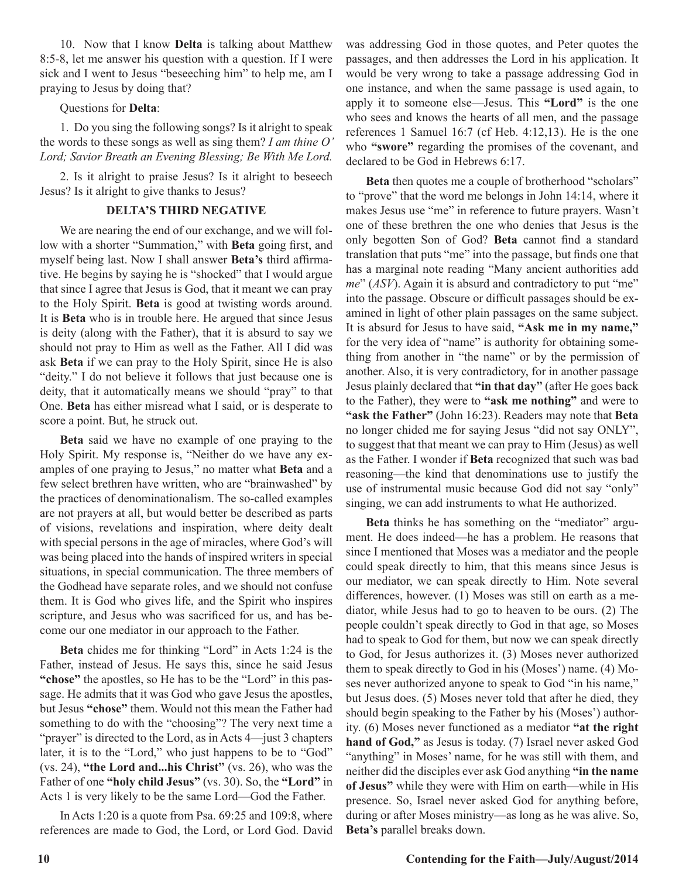10. Now that I know **Delta** is talking about Matthew 8:5-8, let me answer his question with a question. If I were sick and I went to Jesus "beseeching him" to help me, am I praying to Jesus by doing that?

Questions for **Delta**:

1. Do you sing the following songs? Is it alright to speak the words to these songs as well as sing them? *I am thine O' Lord; Savior Breath an Evening Blessing; Be With Me Lord.*

2. Is it alright to praise Jesus? Is it alright to beseech Jesus? Is it alright to give thanks to Jesus?

### DELTA'S THIRD NEGATIVE

We are nearing the end of our exchange, and we will follow with a shorter "Summation," with **Beta** going first, and myself being last. Now I shall answer **Beta's** third affirmative. He begins by saying he is "shocked" that I would argue that since I agree that Jesus is God, that it meant we can pray to the Holy Spirit. **Beta** is good at twisting words around. It is **Beta** who is in trouble here. He argued that since Jesus is deity (along with the Father), that it is absurd to say we should not pray to Him as well as the Father. All I did was ask **Beta** if we can pray to the Holy Spirit, since He is also "deity." I do not believe it follows that just because one is deity, that it automatically means we should "pray" to that One. **Beta** has either misread what I said, or is desperate to score a point. But, he struck out.

**Beta** said we have no example of one praying to the Holy Spirit. My response is, "Neither do we have any examples of one praying to Jesus," no matter what **Beta** and a few select brethren have written, who are "brainwashed" by the practices of denominationalism. The so-called examples are not prayers at all, but would better be described as parts of visions, revelations and inspiration, where deity dealt with special persons in the age of miracles, where God's will was being placed into the hands of inspired writers in special situations, in special communication. The three members of the Godhead have separate roles, and we should not confuse them. It is God who gives life, and the Spirit who inspires scripture, and Jesus who was sacrificed for us, and has become our one mediator in our approach to the Father.

**Beta** chides me for thinking "Lord" in Acts 1:24 is the Father, instead of Jesus. He says this, since he said Jesus **"chose"** the apostles, so He has to be the "Lord" in this passage. He admits that it was God who gave Jesus the apostles, but Jesus **"chose"** them. Would not this mean the Father had something to do with the "choosing"? The very next time a "prayer" is directed to the Lord, as in Acts 4—just 3 chapters later, it is to the "Lord," who just happens to be to "God" (vs. 24), **"the Lord and...his Christ"** (vs. 26), who was the Father of one **"holy child Jesus"** (vs. 30). So, the **"Lord"** in Acts 1 is very likely to be the same Lord—God the Father.

In Acts 1:20 is a quote from Psa. 69:25 and 109:8, where references are made to God, the Lord, or Lord God. David was addressing God in those quotes, and Peter quotes the passages, and then addresses the Lord in his application. It would be very wrong to take a passage addressing God in one instance, and when the same passage is used again, to apply it to someone else—Jesus. This **"Lord"** is the one who sees and knows the hearts of all men, and the passage references 1 Samuel 16:7 (cf Heb. 4:12,13). He is the one who **"swore"** regarding the promises of the covenant, and declared to be God in Hebrews 6:17.

**Beta** then quotes me a couple of brotherhood "scholars" to "prove" that the word me belongs in John 14:14, where it makes Jesus use "me" in reference to future prayers. Wasn't one of these brethren the one who denies that Jesus is the only begotten Son of God? **Beta** cannot find a standard translation that puts "me" into the passage, but finds one that has a marginal note reading "Many ancient authorities add *me*" (*ASV*). Again it is absurd and contradictory to put "me" into the passage. Obscure or difficult passages should be examined in light of other plain passages on the same subject. It is absurd for Jesus to have said, **"Ask me in my name,"** for the very idea of "name" is authority for obtaining something from another in "the name" or by the permission of another. Also, it is very contradictory, for in another passage Jesus plainly declared that **"in that day"** (after He goes back to the Father), they were to **"ask me nothing"** and were to **"ask the Father"** (John 16:23). Readers may note that **Beta** no longer chided me for saying Jesus "did not say ONLY", to suggest that that meant we can pray to Him (Jesus) as well as the Father. I wonder if **Beta** recognized that such was bad reasoning—the kind that denominations use to justify the use of instrumental music because God did not say "only" singing, we can add instruments to what He authorized.

**Beta** thinks he has something on the "mediator" argument. He does indeed—he has a problem. He reasons that since I mentioned that Moses was a mediator and the people could speak directly to him, that this means since Jesus is our mediator, we can speak directly to Him. Note several differences, however. (1) Moses was still on earth as a mediator, while Jesus had to go to heaven to be ours. (2) The people couldn't speak directly to God in that age, so Moses had to speak to God for them, but now we can speak directly to God, for Jesus authorizes it. (3) Moses never authorized them to speak directly to God in his (Moses') name. (4) Moses never authorized anyone to speak to God "in his name," but Jesus does. (5) Moses never told that after he died, they should begin speaking to the Father by his (Moses') authority. (6) Moses never functioned as a mediator **"at the right hand of God,"** as Jesus is today. (7) Israel never asked God "anything" in Moses' name, for he was still with them, and neither did the disciples ever ask God anything **"in the name of Jesus"** while they were with Him on earth—while in His presence. So, Israel never asked God for anything before, during or after Moses ministry—as long as he was alive. So, **Beta's** parallel breaks down.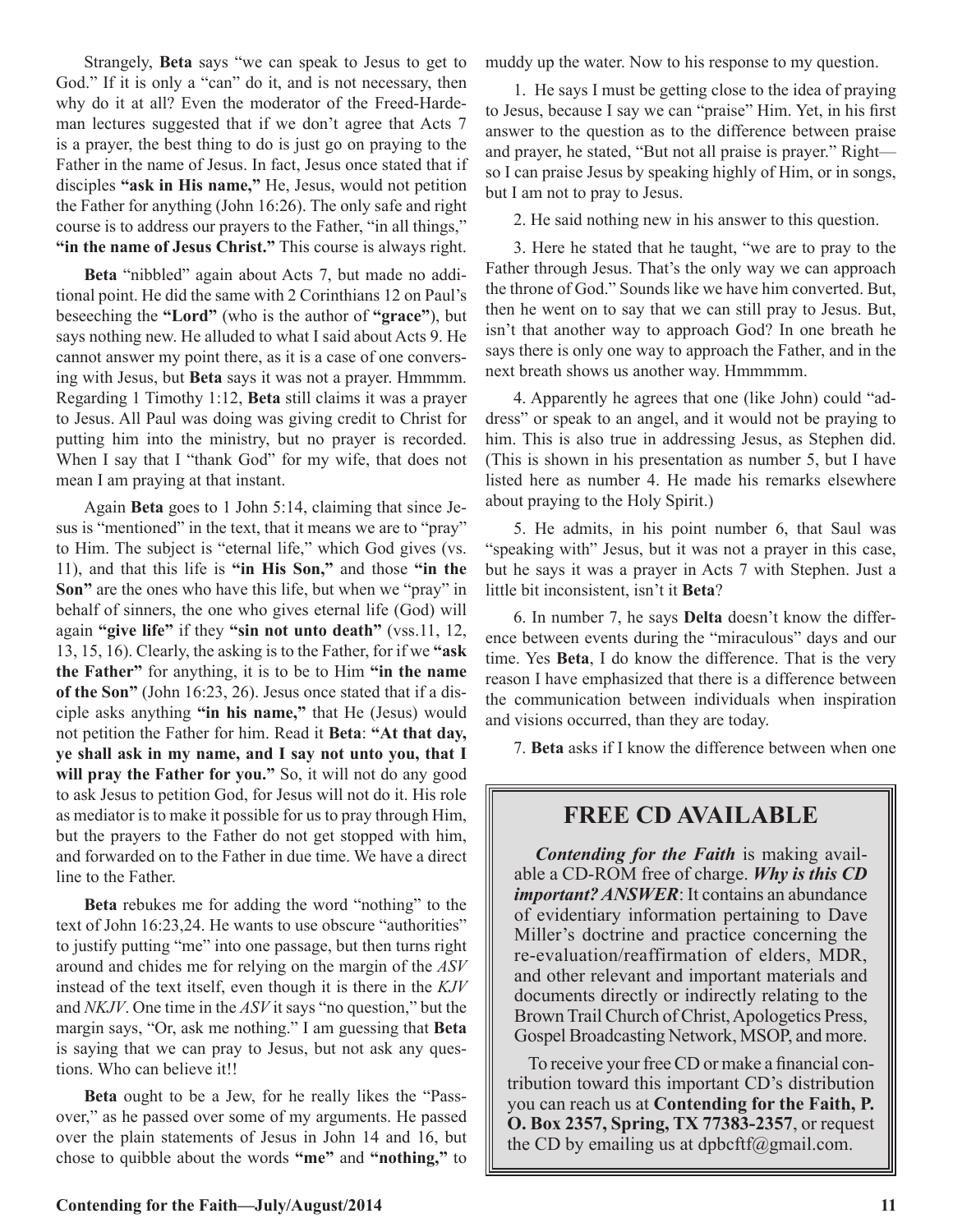Strangely, **Beta** says "we can speak to Jesus to get to God." If it is only a "can" do it, and is not necessary, then why do it at all? Even the moderator of the Freed-Hardeman lectures suggested that if we don't agree that Acts 7 is a prayer, the best thing to do is just go on praying to the Father in the name of Jesus. In fact, Jesus once stated that if disciples **"ask in His name,"** He, Jesus, would not petition the Father for anything (John 16:26). The only safe and right course is to address our prayers to the Father, "in all things," **"in the name of Jesus Christ."** This course is always right.

**Beta** "nibbled" again about Acts 7, but made no additional point. He did the same with 2 Corinthians 12 on Paul's beseeching the **"Lord"** (who is the author of **"grace"**), but says nothing new. He alluded to what I said about Acts 9. He cannot answer my point there, as it is a case of one conversing with Jesus, but **Beta** says it was not a prayer. Hmmmm. Regarding 1 Timothy 1:12, **Beta** still claims it was a prayer to Jesus. All Paul was doing was giving credit to Christ for putting him into the ministry, but no prayer is recorded. When I say that I "thank God" for my wife, that does not mean I am praying at that instant.

Again **Beta** goes to 1 John 5:14, claiming that since Jesus is "mentioned" in the text, that it means we are to "pray" to Him. The subject is "eternal life," which God gives (vs. 11), and that this life is **"in His Son,"** and those **"in the Son"** are the ones who have this life, but when we "pray" in behalf of sinners, the one who gives eternal life (God) will again **"give life"** if they **"sin not unto death"** (vss.11, 12, 13, 15, 16). Clearly, the asking is to the Father, for if we **"ask the Father"** for anything, it is to be to Him **"in the name of the Son"** (John 16:23, 26). Jesus once stated that if a disciple asks anything **"in his name,"** that He (Jesus) would not petition the Father for him. Read it **Beta**: **"At that day, ye shall ask in my name, and I say not unto you, that I will pray the Father for you."** So, it will not do any good to ask Jesus to petition God, for Jesus will not do it. His role as mediator is to make it possible for us to pray through Him, but the prayers to the Father do not get stopped with him, and forwarded on to the Father in due time. We have a direct line to the Father.

**Beta** rebukes me for adding the word "nothing" to the text of John 16:23,24. He wants to use obscure "authorities" to justify putting "me" into one passage, but then turns right around and chides me for relying on the margin of the *ASV* instead of the text itself, even though it is there in the *KJV* and *NKJV*. One time in the *ASV* it says "no question," but the margin says, "Or, ask me nothing." I am guessing that **Beta** is saying that we can pray to Jesus, but not ask any questions. Who can believe it!!

**Beta** ought to be a Jew, for he really likes the "Passover," as he passed over some of my arguments. He passed over the plain statements of Jesus in John 14 and 16, but chose to quibble about the words **"me"** and **"nothing,"** to muddy up the water. Now to his response to my question.

1. He says I must be getting close to the idea of praying to Jesus, because I say we can "praise" Him. Yet, in his first answer to the question as to the difference between praise and prayer, he stated, "But not all praise is prayer." Right—so I can praise Jesus by speaking highly of Him, or in songs, but I am not to pray to Jesus.

2. He said nothing new in his answer to this question.

3. Here he stated that he taught, "we are to pray to the Father through Jesus. That's the only way we can approach the throne of God." Sounds like we have him converted. But, then he went on to say that we can still pray to Jesus. But, isn't that another way to approach God? In one breath he says there is only one way to approach the Father, and in the next breath shows us another way. Hmmmmm.

4. Apparently he agrees that one (like John) could "address" or speak to an angel, and it would not be praying to him. This is also true in addressing Jesus, as Stephen did. (This is shown in his presentation as number 5, but I have listed here as number 4. He made his remarks elsewhere about praying to the Holy Spirit.)

5. He admits, in his point number 6, that Saul was "speaking with" Jesus, but it was not a prayer in this case, but he says it was a prayer in Acts 7 with Stephen. Just a little bit inconsistent, isn't it **Beta**?

6. In number 7, he says **Delta** doesn't know the difference between events during the "miraculous" days and our time. Yes **Beta**, I do know the difference. That is the very reason I have emphasized that there is a difference between the communication between individuals when inspiration and visions occurred, than they are today.

7. **Beta** asks if I know the difference between when one

## FREE CD AVAILABLE

***Contending for the Faith*** is making available a CD-ROM free of charge. ***Why is this CD important? ANSWER***: It contains an abundance of evidentiary information pertaining to Dave Miller's doctrine and practice concerning the re-evaluation/reaffirmation of elders, MDR, and other relevant and important materials and documents directly or indirectly relating to the Brown Trail Church of Christ, Apologetics Press, Gospel Broadcasting Network, MSOP, and more.

To receive your free CD or make a financial contribution toward this important CD's distribution you can reach us at **Contending for the Faith, P. O. Box 2357, Spring, TX 77383-2357**, or request the CD by emailing us at dpbcftf@gmail.com.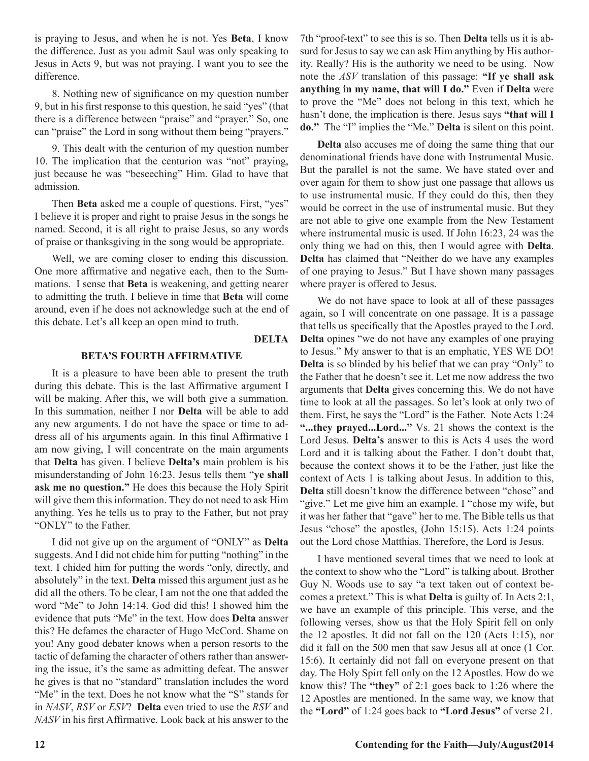is praying to Jesus, and when he is not. Yes **Beta**, I know the difference. Just as you admit Saul was only speaking to Jesus in Acts 9, but was not praying. I want you to see the difference.

8. Nothing new of significance on my question number 9, but in his first response to this question, he said "yes" (that there is a difference between "praise" and "prayer." So, one can "praise" the Lord in song without them being "prayers."

9. This dealt with the centurion of my question number 10. The implication that the centurion was "not" praying, just because he was "beseeching" Him. Glad to have that admission.

Then **Beta** asked me a couple of questions. First, "yes" I believe it is proper and right to praise Jesus in the songs he named. Second, it is all right to praise Jesus, so any words of praise or thanksgiving in the song would be appropriate.

Well, we are coming closer to ending this discussion. One more affirmative and negative each, then to the Summations. I sense that **Beta** is weakening, and getting nearer to admitting the truth. I believe in time that **Beta** will come around, even if he does not acknowledge such at the end of this debate. Let's all keep an open mind to truth.

**DELTA**

### BETA'S FOURTH AFFIRMATIVE

It is a pleasure to have been able to present the truth during this debate. This is the last Affirmative argument I will be making. After this, we will both give a summation. In this summation, neither I nor **Delta** will be able to add any new arguments. I do not have the space or time to address all of his arguments again. In this final Affirmative I am now giving, I will concentrate on the main arguments that **Delta** has given. I believe **Delta's** main problem is his misunderstanding of John 16:23. Jesus tells them "**ye shall ask me no question.**" He does this because the Holy Spirit will give them this information. They do not need to ask Him anything. Yes he tells us to pray to the Father, but not pray "ONLY" to the Father.

I did not give up on the argument of "ONLY" as **Delta** suggests. And I did not chide him for putting "nothing" in the text. I chided him for putting the words "only, directly, and absolutely" in the text. **Delta** missed this argument just as he did all the others. To be clear, I am not the one that added the word "Me" to John 14:14. God did this! I showed him the evidence that puts "Me" in the text. How does **Delta** answer this? He defames the character of Hugo McCord. Shame on you! Any good debater knows when a person resorts to the tactic of defaming the character of others rather than answering the issue, it's the same as admitting defeat. The answer he gives is that no "standard" translation includes the word "Me" in the text. Does he not know what the "S" stands for in *NASV*, *RSV* or *ESV*? **Delta** even tried to use the *RSV* and *NASV* in his first Affirmative. Look back at his answer to the 7th "proof-text" to see this is so. Then **Delta** tells us it is absurd for Jesus to say we can ask Him anything by His authority. Really? His is the authority we need to be using. Now note the *ASV* translation of this passage: **"If ye shall ask anything in my name, that will I do."** Even if **Delta** were to prove the "Me" does not belong in this text, which he hasn't done, the implication is there. Jesus says **"that will I do."** The "I" implies the "Me." **Delta** is silent on this point.

**Delta** also accuses me of doing the same thing that our denominational friends have done with Instrumental Music. But the parallel is not the same. We have stated over and over again for them to show just one passage that allows us to use instrumental music. If they could do this, then they would be correct in the use of instrumental music. But they are not able to give one example from the New Testament where instrumental music is used. If John 16:23, 24 was the only thing we had on this, then I would agree with **Delta**. **Delta** has claimed that "Neither do we have any examples of one praying to Jesus." But I have shown many passages where prayer is offered to Jesus.

We do not have space to look at all of these passages again, so I will concentrate on one passage. It is a passage that tells us specifically that the Apostles prayed to the Lord. **Delta** opines "we do not have any examples of one praying to Jesus." My answer to that is an emphatic, YES WE DO! **Delta** is so blinded by his belief that we can pray "Only" to the Father that he doesn't see it. Let me now address the two arguments that **Delta** gives concerning this. We do not have time to look at all the passages. So let's look at only two of them. First, he says the "Lord" is the Father. Note Acts 1:24 **"...they prayed...Lord..."** Vs. 21 shows the context is the Lord Jesus. **Delta's** answer to this is Acts 4 uses the word Lord and it is talking about the Father. I don't doubt that, because the context shows it to be the Father, just like the context of Acts 1 is talking about Jesus. In addition to this, **Delta** still doesn't know the difference between "chose" and "give." Let me give him an example. I "chose my wife, but it was her father that "gave" her to me. The Bible tells us that Jesus "chose" the apostles, (John 15:15). Acts 1:24 points out the Lord chose Matthias. Therefore, the Lord is Jesus.

I have mentioned several times that we need to look at the context to show who the "Lord" is talking about. Brother Guy N. Woods use to say "a text taken out of context becomes a pretext." This is what **Delta** is guilty of. In Acts 2:1, we have an example of this principle. This verse, and the following verses, show us that the Holy Spirit fell on only the 12 apostles. It did not fall on the 120 (Acts 1:15), nor did it fall on the 500 men that saw Jesus all at once (1 Cor. 15:6). It certainly did not fall on everyone present on that day. The Holy Spirt fell only on the 12 Apostles. How do we know this? The **"they"** of 2:1 goes back to 1:26 where the 12 Apostles are mentioned. In the same way, we know that the **"Lord"** of 1:24 goes back to **"Lord Jesus"** of verse 21.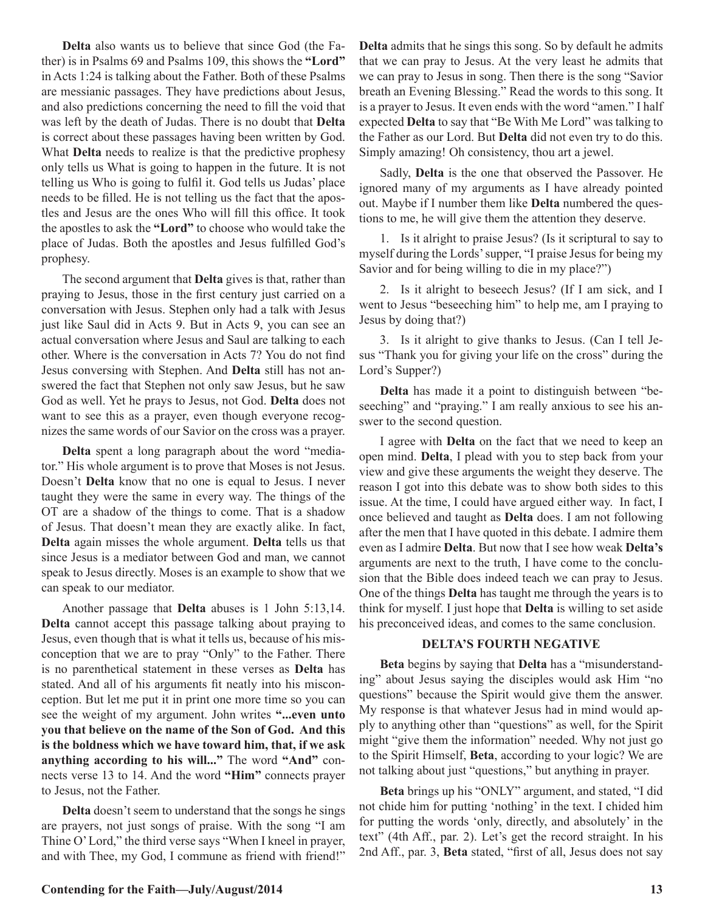**Delta** also wants us to believe that since God (the Father) is in Psalms 69 and Psalms 109, this shows the **"Lord"** in Acts 1:24 is talking about the Father. Both of these Psalms are messianic passages. They have predictions about Jesus, and also predictions concerning the need to fill the void that was left by the death of Judas. There is no doubt that **Delta** is correct about these passages having been written by God. What **Delta** needs to realize is that the predictive prophesy only tells us What is going to happen in the future. It is not telling us Who is going to fulfil it. God tells us Judas' place needs to be filled. He is not telling us the fact that the apostles and Jesus are the ones Who will fill this office. It took the apostles to ask the **"Lord"** to choose who would take the place of Judas. Both the apostles and Jesus fulfilled God's prophesy.

The second argument that **Delta** gives is that, rather than praying to Jesus, those in the first century just carried on a conversation with Jesus. Stephen only had a talk with Jesus just like Saul did in Acts 9. But in Acts 9, you can see an actual conversation where Jesus and Saul are talking to each other. Where is the conversation in Acts 7? You do not find Jesus conversing with Stephen. And **Delta** still has not answered the fact that Stephen not only saw Jesus, but he saw God as well. Yet he prays to Jesus, not God. **Delta** does not want to see this as a prayer, even though everyone recognizes the same words of our Savior on the cross was a prayer.

**Delta** spent a long paragraph about the word "mediator." His whole argument is to prove that Moses is not Jesus. Doesn't **Delta** know that no one is equal to Jesus. I never taught they were the same in every way. The things of the OT are a shadow of the things to come. That is a shadow of Jesus. That doesn't mean they are exactly alike. In fact, **Delta** again misses the whole argument. **Delta** tells us that since Jesus is a mediator between God and man, we cannot speak to Jesus directly. Moses is an example to show that we can speak to our mediator.

Another passage that **Delta** abuses is 1 John 5:13,14. **Delta** cannot accept this passage talking about praying to Jesus, even though that is what it tells us, because of his misconception that we are to pray "Only" to the Father. There is no parenthetical statement in these verses as **Delta** has stated. And all of his arguments fit neatly into his misconception. But let me put it in print one more time so you can see the weight of my argument. John writes **"...even unto you that believe on the name of the Son of God. And this is the boldness which we have toward him, that, if we ask anything according to his will..."** The word **"And"** connects verse 13 to 14. And the word **"Him"** connects prayer to Jesus, not the Father.

**Delta** doesn't seem to understand that the songs he sings are prayers, not just songs of praise. With the song "I am Thine O' Lord," the third verse says "When I kneel in prayer, and with Thee, my God, I commune as friend with friend!" **Delta** admits that he sings this song. So by default he admits that we can pray to Jesus. At the very least he admits that we can pray to Jesus in song. Then there is the song "Savior breath an Evening Blessing." Read the words to this song. It is a prayer to Jesus. It even ends with the word "amen." I half expected **Delta** to say that "Be With Me Lord" was talking to the Father as our Lord. But **Delta** did not even try to do this. Simply amazing! Oh consistency, thou art a jewel.

Sadly, **Delta** is the one that observed the Passover. He ignored many of my arguments as I have already pointed out. Maybe if I number them like **Delta** numbered the questions to me, he will give them the attention they deserve.

1. Is it alright to praise Jesus? (Is it scriptural to say to myself during the Lords' supper, "I praise Jesus for being my Savior and for being willing to die in my place?")

2. Is it alright to beseech Jesus? (If I am sick, and I went to Jesus "beseeching him" to help me, am I praying to Jesus by doing that?)

3. Is it alright to give thanks to Jesus. (Can I tell Jesus "Thank you for giving your life on the cross" during the Lord's Supper?)

**Delta** has made it a point to distinguish between "beseeching" and "praying." I am really anxious to see his answer to the second question.

I agree with **Delta** on the fact that we need to keep an open mind. **Delta**, I plead with you to step back from your view and give these arguments the weight they deserve. The reason I got into this debate was to show both sides to this issue. At the time, I could have argued either way. In fact, I once believed and taught as **Delta** does. I am not following after the men that I have quoted in this debate. I admire them even as I admire **Delta**. But now that I see how weak **Delta's** arguments are next to the truth, I have come to the conclusion that the Bible does indeed teach we can pray to Jesus. One of the things **Delta** has taught me through the years is to think for myself. I just hope that **Delta** is willing to set aside his preconceived ideas, and comes to the same conclusion.

## DELTA'S FOURTH NEGATIVE

**Beta** begins by saying that **Delta** has a "misunderstanding" about Jesus saying the disciples would ask Him "no questions" because the Spirit would give them the answer. My response is that whatever Jesus had in mind would apply to anything other than "questions" as well, for the Spirit might "give them the information" needed. Why not just go to the Spirit Himself, **Beta**, according to your logic? We are not talking about just "questions," but anything in prayer.

**Beta** brings up his "ONLY" argument, and stated, "I did not chide him for putting 'nothing' in the text. I chided him for putting the words 'only, directly, and absolutely' in the text" (4th Aff., par. 2). Let's get the record straight. In his 2nd Aff., par. 3, **Beta** stated, "first of all, Jesus does not say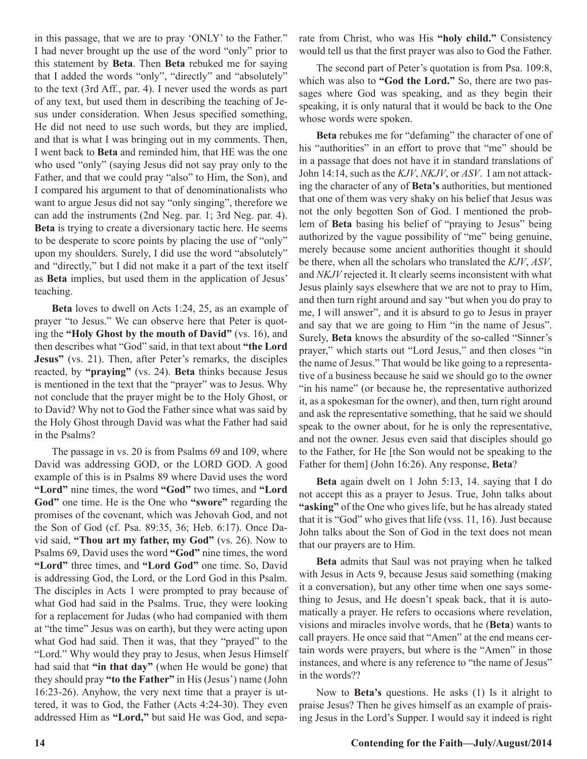in this passage, that we are to pray 'ONLY' to the Father." I had never brought up the use of the word "only" prior to this statement by **Beta**. Then **Beta** rebuked me for saying that I added the words "only", "directly" and "absolutely" to the text (3rd Aff., par. 4). I never used the words as part of any text, but used them in describing the teaching of Jesus under consideration. When Jesus specified something, He did not need to use such words, but they are implied, and that is what I was bringing out in my comments. Then, I went back to **Beta** and reminded him, that HE was the one who used "only" (saying Jesus did not say pray only to the Father, and that we could pray "also" to Him, the Son), and I compared his argument to that of denominationalists who want to argue Jesus did not say "only singing", therefore we can add the instruments (2nd Neg. par. 1; 3rd Neg. par. 4). **Beta** is trying to create a diversionary tactic here. He seems to be desperate to score points by placing the use of "only" upon my shoulders. Surely, I did use the word "absolutely" and "directly," but I did not make it a part of the text itself as **Beta** implies, but used them in the application of Jesus' teaching.

**Beta** loves to dwell on Acts 1:24, 25, as an example of prayer "to Jesus." We can observe here that Peter is quoting the **"Holy Ghost by the mouth of David"** (vs. 16), and then describes what "God" said, in that text about **"the Lord Jesus"** (vs. 21). Then, after Peter's remarks, the disciples reacted, by **"praying"** (vs. 24). **Beta** thinks because Jesus is mentioned in the text that the "prayer" was to Jesus. Why not conclude that the prayer might be to the Holy Ghost, or to David? Why not to God the Father since what was said by the Holy Ghost through David was what the Father had said in the Psalms?

The passage in vs. 20 is from Psalms 69 and 109, where David was addressing GOD, or the LORD GOD. A good example of this is in Psalms 89 where David uses the word **"Lord"** nine times, the word **"God"** two times, and **"Lord God"** one time. He is the One who **"swore"** regarding the promises of the covenant, which was Jehovah God, and not the Son of God (cf. Psa. 89:35, 36; Heb. 6:17). Once David said, **"Thou art my father, my God"** (vs. 26). Now to Psalms 69, David uses the word **"God"** nine times, the word **"Lord"** three times, and **"Lord God"** one time. So, David is addressing God, the Lord, or the Lord God in this Psalm. The disciples in Acts 1 were prompted to pray because of what God had said in the Psalms. True, they were looking for a replacement for Judas (who had companied with them at "the time" Jesus was on earth), but they were acting upon what God had said. Then it was, that they "prayed" to the "Lord." Why would they pray to Jesus, when Jesus Himself had said that **"in that day"** (when He would be gone) that they should pray **"to the Father"** in His (Jesus') name (John 16:23-26). Anyhow, the very next time that a prayer is uttered, it was to God, the Father (Acts 4:24-30). They even addressed Him as **"Lord,"** but said He was God, and separate from Christ, who was His **"holy child."** Consistency would tell us that the first prayer was also to God the Father.

The second part of Peter's quotation is from Psa. 109:8, which was also to **"God the Lord."** So, there are two passages where God was speaking, and as they begin their speaking, it is only natural that it would be back to the One whose words were spoken.

**Beta** rebukes me for "defaming" the character of one of his "authorities" in an effort to prove that "me" should be in a passage that does not have it in standard translations of John 14:14, such as the *KJV*, *NKJV*, or *ASV*. I am not attacking the character of any of **Beta's** authorities, but mentioned that one of them was very shaky on his belief that Jesus was not the only begotten Son of God. I mentioned the problem of **Beta** basing his belief of "praying to Jesus" being authorized by the vague possibility of "me" being genuine, merely because some ancient authorities thought it should be there, when all the scholars who translated the *KJV*, *ASV*, and *NKJV* rejected it. It clearly seems inconsistent with what Jesus plainly says elsewhere that we are not to pray to Him, and then turn right around and say "but when you do pray to me, I will answer", and it is absurd to go to Jesus in prayer and say that we are going to Him "in the name of Jesus". Surely, **Beta** knows the absurdity of the so-called "Sinner's prayer," which starts out "Lord Jesus," and then closes "in the name of Jesus." That would be like going to a representative of a business because he said we should go to the owner "in his name" (or because he, the representative authorized it, as a spokesman for the owner), and then, turn right around and ask the representative something, that he said we should speak to the owner about, for he is only the representative, and not the owner. Jesus even said that disciples should go to the Father, for He [the Son would not be speaking to the Father for them] (John 16:26). Any response, **Beta**?

**Beta** again dwelt on 1 John 5:13, 14. saying that I do not accept this as a prayer to Jesus. True, John talks about **"asking"** of the One who gives life, but he has already stated that it is "God" who gives that life (vss. 11, 16). Just because John talks about the Son of God in the text does not mean that our prayers are to Him.

**Beta** admits that Saul was not praying when he talked with Jesus in Acts 9, because Jesus said something (making it a conversation), but any other time when one says something to Jesus, and He doesn't speak back, that it is automatically a prayer. He refers to occasions where revelation, visions and miracles involve words, that he (**Beta**) wants to call prayers. He once said that "Amen" at the end means certain words were prayers, but where is the "Amen" in those instances, and where is any reference to "the name of Jesus" in the words??

Now to **Beta's** questions. He asks (1) Is it alright to praise Jesus? Then he gives himself as an example of praising Jesus in the Lord's Supper. I would say it indeed is right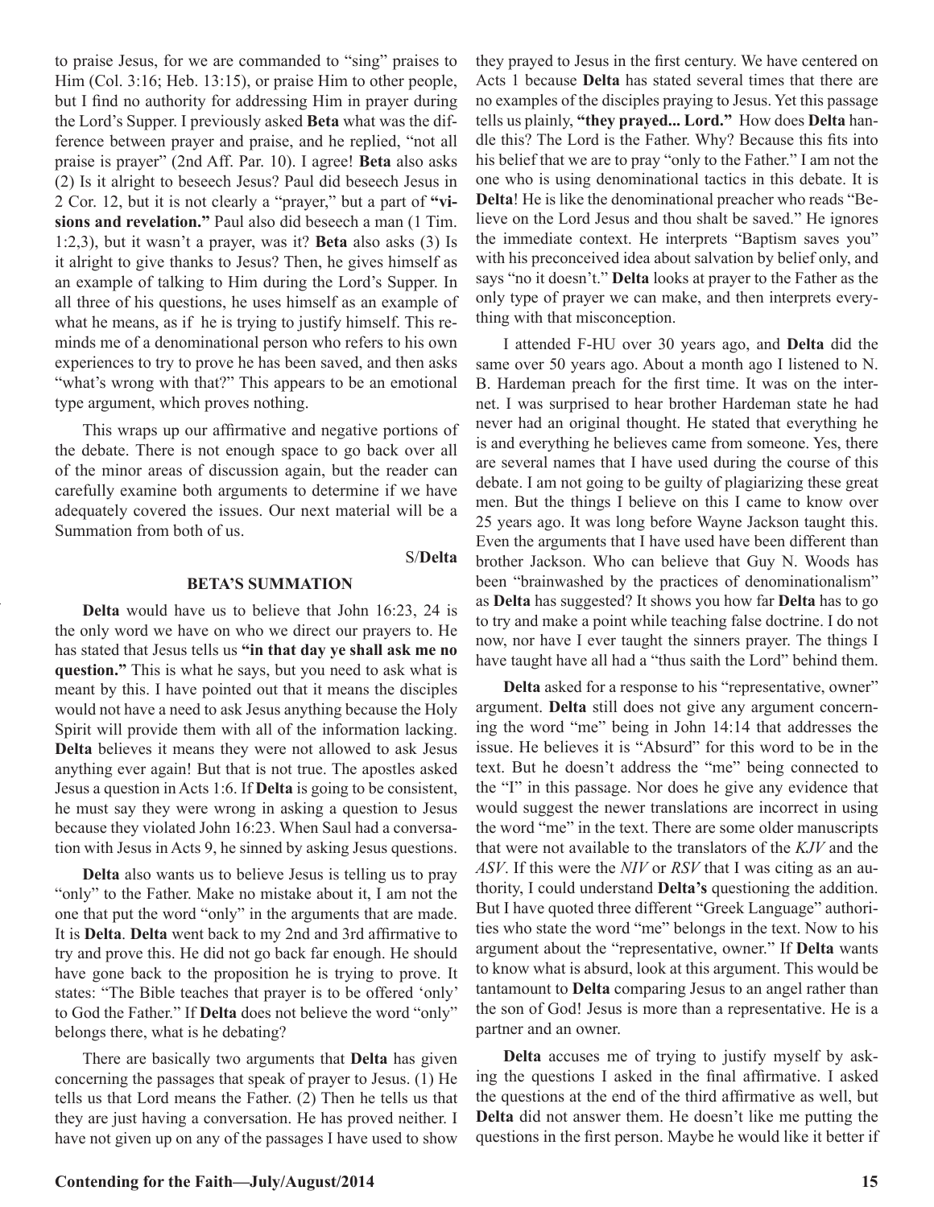to praise Jesus, for we are commanded to "sing" praises to Him (Col. 3:16; Heb. 13:15), or praise Him to other people, but I find no authority for addressing Him in prayer during the Lord's Supper. I previously asked **Beta** what was the difference between prayer and praise, and he replied, "not all praise is prayer" (2nd Aff. Par. 10). I agree! **Beta** also asks (2) Is it alright to beseech Jesus? Paul did beseech Jesus in 2 Cor. 12, but it is not clearly a "prayer," but a part of **"visions and revelation."** Paul also did beseech a man (1 Tim. 1:2,3), but it wasn't a prayer, was it? **Beta** also asks (3) Is it alright to give thanks to Jesus? Then, he gives himself as an example of talking to Him during the Lord's Supper. In all three of his questions, he uses himself as an example of what he means, as if he is trying to justify himself. This reminds me of a denominational person who refers to his own experiences to try to prove he has been saved, and then asks "what's wrong with that?" This appears to be an emotional type argument, which proves nothing.

This wraps up our affirmative and negative portions of the debate. There is not enough space to go back over all of the minor areas of discussion again, but the reader can carefully examine both arguments to determine if we have adequately covered the issues. Our next material will be a Summation from both of us.

S/**Delta**

**BETA'S SUMMATION**

**Delta** would have us to believe that John 16:23, 24 is the only word we have on who we direct our prayers to. He has stated that Jesus tells us **"in that day ye shall ask me no question."** This is what he says, but you need to ask what is meant by this. I have pointed out that it means the disciples would not have a need to ask Jesus anything because the Holy Spirit will provide them with all of the information lacking. **Delta** believes it means they were not allowed to ask Jesus anything ever again! But that is not true. The apostles asked Jesus a question in Acts 1:6. If **Delta** is going to be consistent, he must say they were wrong in asking a question to Jesus because they violated John 16:23. When Saul had a conversation with Jesus in Acts 9, he sinned by asking Jesus questions.

**Delta** also wants us to believe Jesus is telling us to pray "only" to the Father. Make no mistake about it, I am not the one that put the word "only" in the arguments that are made. It is **Delta**. **Delta** went back to my 2nd and 3rd affirmative to try and prove this. He did not go back far enough. He should have gone back to the proposition he is trying to prove. It states: "The Bible teaches that prayer is to be offered 'only' to God the Father." If **Delta** does not believe the word "only" belongs there, what is he debating?

There are basically two arguments that **Delta** has given concerning the passages that speak of prayer to Jesus. (1) He tells us that Lord means the Father. (2) Then he tells us that they are just having a conversation. He has proved neither. I have not given up on any of the passages I have used to show they prayed to Jesus in the first century. We have centered on Acts 1 because **Delta** has stated several times that there are no examples of the disciples praying to Jesus. Yet this passage tells us plainly, **"they prayed... Lord."** How does **Delta** handle this? The Lord is the Father. Why? Because this fits into his belief that we are to pray "only to the Father." I am not the one who is using denominational tactics in this debate. It is **Delta**! He is like the denominational preacher who reads "Believe on the Lord Jesus and thou shalt be saved." He ignores the immediate context. He interprets "Baptism saves you" with his preconceived idea about salvation by belief only, and says "no it doesn't." **Delta** looks at prayer to the Father as the only type of prayer we can make, and then interprets everything with that misconception.

I attended F-HU over 30 years ago, and **Delta** did the same over 50 years ago. About a month ago I listened to N. B. Hardeman preach for the first time. It was on the internet. I was surprised to hear brother Hardeman state he had never had an original thought. He stated that everything he is and everything he believes came from someone. Yes, there are several names that I have used during the course of this debate. I am not going to be guilty of plagiarizing these great men. But the things I believe on this I came to know over 25 years ago. It was long before Wayne Jackson taught this. Even the arguments that I have used have been different than brother Jackson. Who can believe that Guy N. Woods has been "brainwashed by the practices of denominationalism" as **Delta** has suggested? It shows you how far **Delta** has to go to try and make a point while teaching false doctrine. I do not now, nor have I ever taught the sinners prayer. The things I have taught have all had a "thus saith the Lord" behind them.

**Delta** asked for a response to his "representative, owner" argument. **Delta** still does not give any argument concerning the word "me" being in John 14:14 that addresses the issue. He believes it is "Absurd" for this word to be in the text. But he doesn't address the "me" being connected to the "I" in this passage. Nor does he give any evidence that would suggest the newer translations are incorrect in using the word "me" in the text. There are some older manuscripts that were not available to the translators of the *KJV* and the *ASV*. If this were the *NIV* or *RSV* that I was citing as an authority, I could understand **Delta's** questioning the addition. But I have quoted three different "Greek Language" authorities who state the word "me" belongs in the text. Now to his argument about the "representative, owner." If **Delta** wants to know what is absurd, look at this argument. This would be tantamount to **Delta** comparing Jesus to an angel rather than the son of God! Jesus is more than a representative. He is a partner and an owner.

**Delta** accuses me of trying to justify myself by asking the questions I asked in the final affirmative. I asked the questions at the end of the third affirmative as well, but **Delta** did not answer them. He doesn't like me putting the questions in the first person. Maybe he would like it better if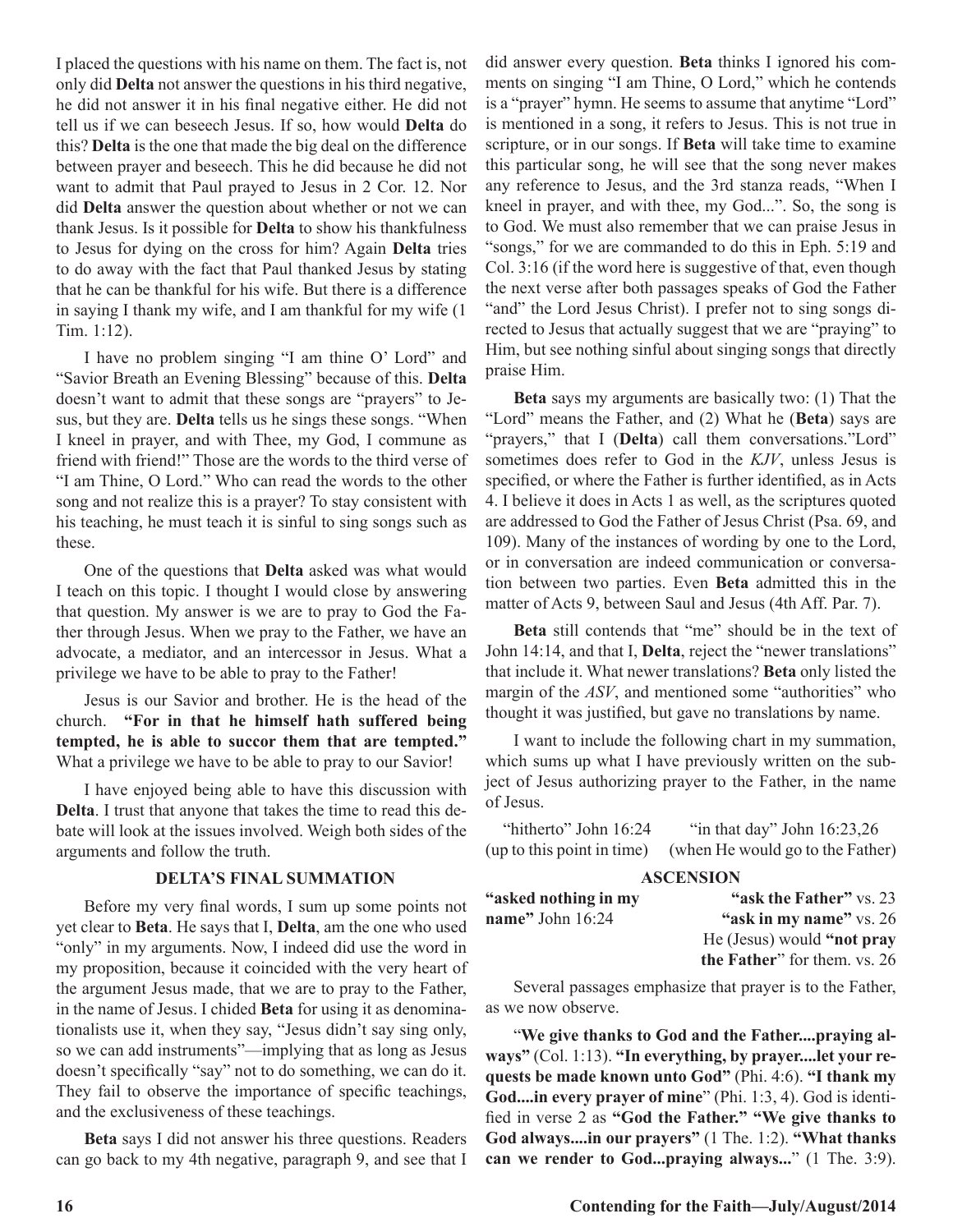I placed the questions with his name on them. The fact is, not only did **Delta** not answer the questions in his third negative, he did not answer it in his final negative either. He did not tell us if we can beseech Jesus. If so, how would **Delta** do this? **Delta** is the one that made the big deal on the difference between prayer and beseech. This he did because he did not want to admit that Paul prayed to Jesus in 2 Cor. 12. Nor did **Delta** answer the question about whether or not we can thank Jesus. Is it possible for **Delta** to show his thankfulness to Jesus for dying on the cross for him? Again **Delta** tries to do away with the fact that Paul thanked Jesus by stating that he can be thankful for his wife. But there is a difference in saying I thank my wife, and I am thankful for my wife (1 Tim. 1:12).

I have no problem singing "I am thine O' Lord" and "Savior Breath an Evening Blessing" because of this. **Delta** doesn't want to admit that these songs are "prayers" to Jesus, but they are. **Delta** tells us he sings these songs. "When I kneel in prayer, and with Thee, my God, I commune as friend with friend!" Those are the words to the third verse of "I am Thine, O Lord." Who can read the words to the other song and not realize this is a prayer? To stay consistent with his teaching, he must teach it is sinful to sing songs such as these.

One of the questions that **Delta** asked was what would I teach on this topic. I thought I would close by answering that question. My answer is we are to pray to God the Father through Jesus. When we pray to the Father, we have an advocate, a mediator, and an intercessor in Jesus. What a privilege we have to be able to pray to the Father!

Jesus is our Savior and brother. He is the head of the church. **"For in that he himself hath suffered being tempted, he is able to succor them that are tempted."** What a privilege we have to be able to pray to our Savior!

I have enjoyed being able to have this discussion with **Delta**. I trust that anyone that takes the time to read this debate will look at the issues involved. Weigh both sides of the arguments and follow the truth.

### DELTA'S FINAL SUMMATION

Before my very final words, I sum up some points not yet clear to **Beta**. He says that I, **Delta**, am the one who used "only" in my arguments. Now, I indeed did use the word in my proposition, because it coincided with the very heart of the argument Jesus made, that we are to pray to the Father, in the name of Jesus. I chided **Beta** for using it as denominationalists use it, when they say, "Jesus didn't say sing only, so we can add instruments"—implying that as long as Jesus doesn't specifically "say" not to do something, we can do it. They fail to observe the importance of specific teachings, and the exclusiveness of these teachings.

**Beta** says I did not answer his three questions. Readers can go back to my 4th negative, paragraph 9, and see that I did answer every question. **Beta** thinks I ignored his comments on singing "I am Thine, O Lord," which he contends is a "prayer" hymn. He seems to assume that anytime "Lord" is mentioned in a song, it refers to Jesus. This is not true in scripture, or in our songs. If **Beta** will take time to examine this particular song, he will see that the song never makes any reference to Jesus, and the 3rd stanza reads, "When I kneel in prayer, and with thee, my God...". So, the song is to God. We must also remember that we can praise Jesus in "songs," for we are commanded to do this in Eph. 5:19 and Col. 3:16 (if the word here is suggestive of that, even though the next verse after both passages speaks of God the Father "and" the Lord Jesus Christ). I prefer not to sing songs directed to Jesus that actually suggest that we are "praying" to Him, but see nothing sinful about singing songs that directly praise Him.

**Beta** says my arguments are basically two: (1) That the "Lord" means the Father, and (2) What he (**Beta**) says are "prayers," that I (**Delta**) call them conversations."Lord" sometimes does refer to God in the *KJV*, unless Jesus is specified, or where the Father is further identified, as in Acts 4. I believe it does in Acts 1 as well, as the scriptures quoted are addressed to God the Father of Jesus Christ (Psa. 69, and 109). Many of the instances of wording by one to the Lord, or in conversation are indeed communication or conversation between two parties. Even **Beta** admitted this in the matter of Acts 9, between Saul and Jesus (4th Aff. Par. 7).

**Beta** still contends that "me" should be in the text of John 14:14, and that I, **Delta**, reject the "newer translations" that include it. What newer translations? **Beta** only listed the margin of the *ASV*, and mentioned some "authorities" who thought it was justified, but gave no translations by name.

I want to include the following chart in my summation, which sums up what I have previously written on the subject of Jesus authorizing prayer to the Father, in the name of Jesus.

| "hitherto" John 16:24 (up to this point in time) | "in that day" John 16:23,26 (when He would go to the Father) |
|---|---|
| **ASCENSION** | |
| **"asked nothing in my name"** John 16:24 | **"ask the Father"** vs. 23<br>**"ask in my name"** vs. 26<br>He (Jesus) would **"not pray the Father"** for them. vs. 26 |

Several passages emphasize that prayer is to the Father, as we now observe.

"**We give thanks to God and the Father....praying always"** (Col. 1:13). **"In everything, by prayer....let your requests be made known unto God"** (Phi. 4:6). **"I thank my God....in every prayer of mine**" (Phi. 1:3, 4). God is identified in verse 2 as **"God the Father." "We give thanks to God always....in our prayers"** (1 The. 1:2). **"What thanks can we render to God...praying always..."** (1 The. 3:9).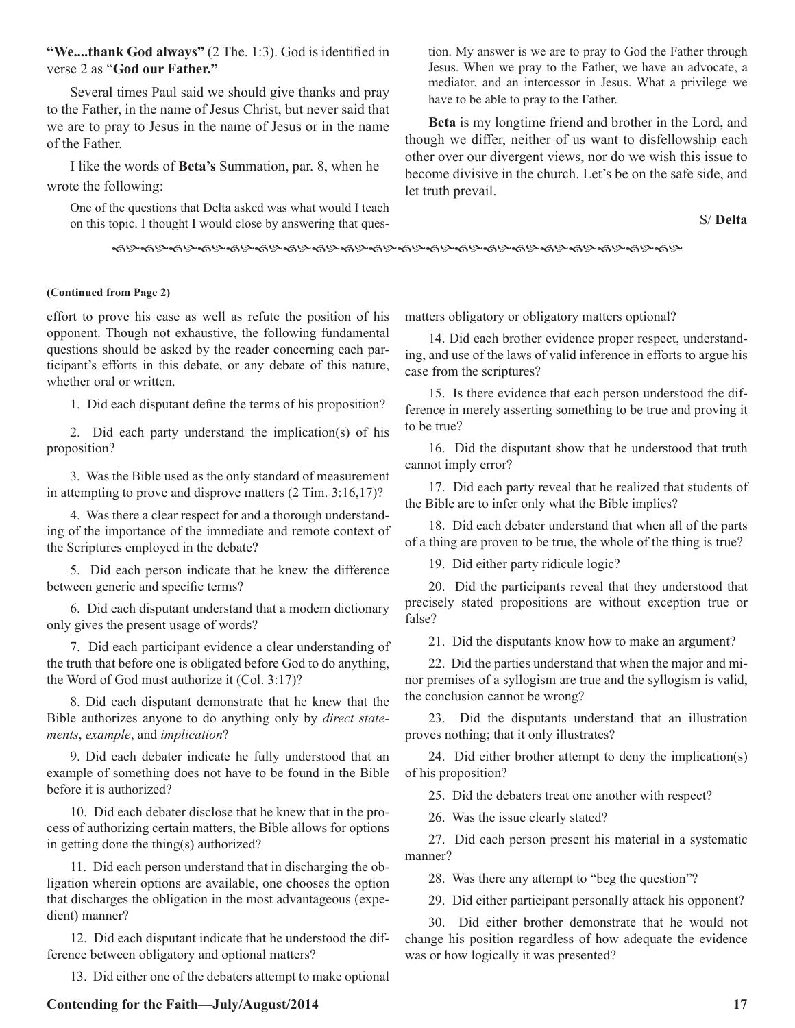**"We....thank God always"** (2 The. 1:3). God is identified in verse 2 as "**God our Father.**"

Several times Paul said we should give thanks and pray to the Father, in the name of Jesus Christ, but never said that we are to pray to Jesus in the name of Jesus or in the name of the Father.

I like the words of **Beta's** Summation, par. 8, when he wrote the following:

> One of the questions that Delta asked was what would I teach on this topic. I thought I would close by answering that question. My answer is we are to pray to God the Father through Jesus. When we pray to the Father, we have an advocate, a mediator, and an intercessor in Jesus. What a privilege we have to be able to pray to the Father.

**Beta** is my longtime friend and brother in the Lord, and though we differ, neither of us want to disfellowship each other over our divergent views, nor do we wish this issue to become divisive in the church. Let's be on the safe side, and let truth prevail.

S/ **Delta**

---

**(Continued from Page 2)**

effort to prove his case as well as refute the position of his opponent. Though not exhaustive, the following fundamental questions should be asked by the reader concerning each participant's efforts in this debate, or any debate of this nature, whether oral or written.

1. Did each disputant define the terms of his proposition?

2. Did each party understand the implication(s) of his proposition?

3. Was the Bible used as the only standard of measurement in attempting to prove and disprove matters (2 Tim. 3:16,17)?

4. Was there a clear respect for and a thorough understanding of the importance of the immediate and remote context of the Scriptures employed in the debate?

5. Did each person indicate that he knew the difference between generic and specific terms?

6. Did each disputant understand that a modern dictionary only gives the present usage of words?

7. Did each participant evidence a clear understanding of the truth that before one is obligated before God to do anything, the Word of God must authorize it (Col. 3:17)?

8. Did each disputant demonstrate that he knew that the Bible authorizes anyone to do anything only by *direct statements*, *example*, and *implication*?

9. Did each debater indicate he fully understood that an example of something does not have to be found in the Bible before it is authorized?

10. Did each debater disclose that he knew that in the process of authorizing certain matters, the Bible allows for options in getting done the thing(s) authorized?

11. Did each person understand that in discharging the obligation wherein options are available, one chooses the option that discharges the obligation in the most advantageous (expedient) manner?

12. Did each disputant indicate that he understood the difference between obligatory and optional matters?

13. Did either one of the debaters attempt to make optional matters obligatory or obligatory matters optional?

14. Did each brother evidence proper respect, understanding, and use of the laws of valid inference in efforts to argue his case from the scriptures?

15. Is there evidence that each person understood the difference in merely asserting something to be true and proving it to be true?

16. Did the disputant show that he understood that truth cannot imply error?

17. Did each party reveal that he realized that students of the Bible are to infer only what the Bible implies?

18. Did each debater understand that when all of the parts of a thing are proven to be true, the whole of the thing is true?

19. Did either party ridicule logic?

20. Did the participants reveal that they understood that precisely stated propositions are without exception true or false?

21. Did the disputants know how to make an argument?

22. Did the parties understand that when the major and minor premises of a syllogism are true and the syllogism is valid, the conclusion cannot be wrong?

23. Did the disputants understand that an illustration proves nothing; that it only illustrates?

24. Did either brother attempt to deny the implication(s) of his proposition?

25. Did the debaters treat one another with respect?

26. Was the issue clearly stated?

27. Did each person present his material in a systematic manner?

28. Was there any attempt to "beg the question"?

29. Did either participant personally attack his opponent?

30. Did either brother demonstrate that he would not change his position regardless of how adequate the evidence was or how logically it was presented?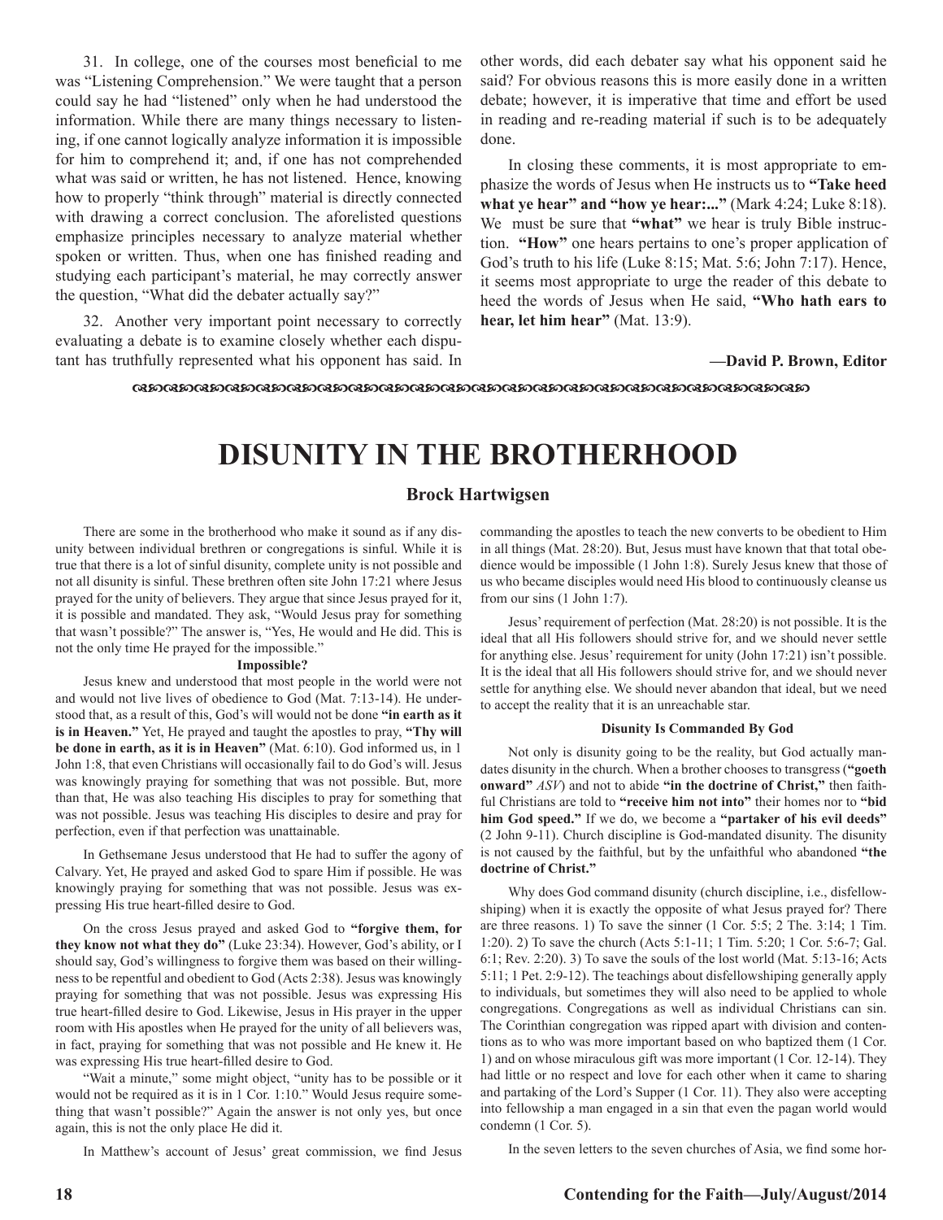31. In college, one of the courses most beneficial to me was "Listening Comprehension." We were taught that a person could say he had "listened" only when he had understood the information. While there are many things necessary to listening, if one cannot logically analyze information it is impossible for him to comprehend it; and, if one has not comprehended what was said or written, he has not listened. Hence, knowing how to properly "think through" material is directly connected with drawing a correct conclusion. The aforelisted questions emphasize principles necessary to analyze material whether spoken or written. Thus, when one has finished reading and studying each participant's material, he may correctly answer the question, "What did the debater actually say?"

32. Another very important point necessary to correctly evaluating a debate is to examine closely whether each disputant has truthfully represented what his opponent has said. In other words, did each debater say what his opponent said he said? For obvious reasons this is more easily done in a written debate; however, it is imperative that time and effort be used in reading and re-reading material if such is to be adequately done.

In closing these comments, it is most appropriate to emphasize the words of Jesus when He instructs us to **"Take heed what ye hear" and "how ye hear:..."** (Mark 4:24; Luke 8:18). We must be sure that **"what"** we hear is truly Bible instruction. **"How"** one hears pertains to one's proper application of God's truth to his life (Luke 8:15; Mat. 5:6; John 7:17). Hence, it seems most appropriate to urge the reader of this debate to heed the words of Jesus when He said, **"Who hath ears to hear, let him hear"** (Mat. 13:9).

**—David P. Brown, Editor**

# DISUNITY IN THE BROTHERHOOD

**Brock Hartwigsen**

There are some in the brotherhood who make it sound as if any disunity between individual brethren or congregations is sinful. While it is true that there is a lot of sinful disunity, complete unity is not possible and not all disunity is sinful. These brethren often site John 17:21 where Jesus prayed for the unity of believers. They argue that since Jesus prayed for it, it is possible and mandated. They ask, "Would Jesus pray for something that wasn't possible?" The answer is, "Yes, He would and He did. This is not the only time He prayed for the impossible."

**Impossible?**

Jesus knew and understood that most people in the world were not and would not live lives of obedience to God (Mat. 7:13-14). He understood that, as a result of this, God's will would not be done **"in earth as it is in Heaven."** Yet, He prayed and taught the apostles to pray, **"Thy will be done in earth, as it is in Heaven"** (Mat. 6:10). God informed us, in 1 John 1:8, that even Christians will occasionally fail to do God's will. Jesus was knowingly praying for something that was not possible. But, more than that, He was also teaching His disciples to pray for something that was not possible. Jesus was teaching His disciples to desire and pray for perfection, even if that perfection was unattainable.

In Gethsemane Jesus understood that He had to suffer the agony of Calvary. Yet, He prayed and asked God to spare Him if possible. He was knowingly praying for something that was not possible. Jesus was expressing His true heart-filled desire to God.

On the cross Jesus prayed and asked God to **"forgive them, for they know not what they do"** (Luke 23:34). However, God's ability, or I should say, God's willingness to forgive them was based on their willingness to be repentful and obedient to God (Acts 2:38). Jesus was knowingly praying for something that was not possible. Jesus was expressing His true heart-filled desire to God. Likewise, Jesus in His prayer in the upper room with His apostles when He prayed for the unity of all believers was, in fact, praying for something that was not possible and He knew it. He was expressing His true heart-filled desire to God.

"Wait a minute," some might object, "unity has to be possible or it would not be required as it is in 1 Cor. 1:10." Would Jesus require something that wasn't possible?" Again the answer is not only yes, but once again, this is not the only place He did it.

In Matthew's account of Jesus' great commission, we find Jesus commanding the apostles to teach the new converts to be obedient to Him in all things (Mat. 28:20). But, Jesus must have known that that total obedience would be impossible (1 John 1:8). Surely Jesus knew that those of us who became disciples would need His blood to continuously cleanse us from our sins (1 John 1:7).

Jesus' requirement of perfection (Mat. 28:20) is not possible. It is the ideal that all His followers should strive for, and we should never settle for anything else. Jesus' requirement for unity (John 17:21) isn't possible. It is the ideal that all His followers should strive for, and we should never settle for anything else. We should never abandon that ideal, but we need to accept the reality that it is an unreachable star.

**Disunity Is Commanded By God**

Not only is disunity going to be the reality, but God actually mandates disunity in the church. When a brother chooses to transgress (**"goeth onward"** *ASV*) and not to abide **"in the doctrine of Christ,"** then faithful Christians are told to **"receive him not into"** their homes nor to **"bid him God speed."** If we do, we become a **"partaker of his evil deeds"** (2 John 9-11). Church discipline is God-mandated disunity. The disunity is not caused by the faithful, but by the unfaithful who abandoned **"the doctrine of Christ."**

Why does God command disunity (church discipline, i.e., disfellowshiping) when it is exactly the opposite of what Jesus prayed for? There are three reasons. 1) To save the sinner (1 Cor. 5:5; 2 The. 3:14; 1 Tim. 1:20). 2) To save the church (Acts 5:1-11; 1 Tim. 5:20; 1 Cor. 5:6-7; Gal. 6:1; Rev. 2:20). 3) To save the souls of the lost world (Mat. 5:13-16; Acts 5:11; 1 Pet. 2:9-12). The teachings about disfellowshiping generally apply to individuals, but sometimes they will also need to be applied to whole congregations. Congregations as well as individual Christians can sin. The Corinthian congregation was ripped apart with division and contentions as to who was more important based on who baptized them (1 Cor. 1) and on whose miraculous gift was more important (1 Cor. 12-14). They had little or no respect and love for each other when it came to sharing and partaking of the Lord's Supper (1 Cor. 11). They also were accepting into fellowship a man engaged in a sin that even the pagan world would condemn (1 Cor. 5).

In the seven letters to the seven churches of Asia, we find some hor-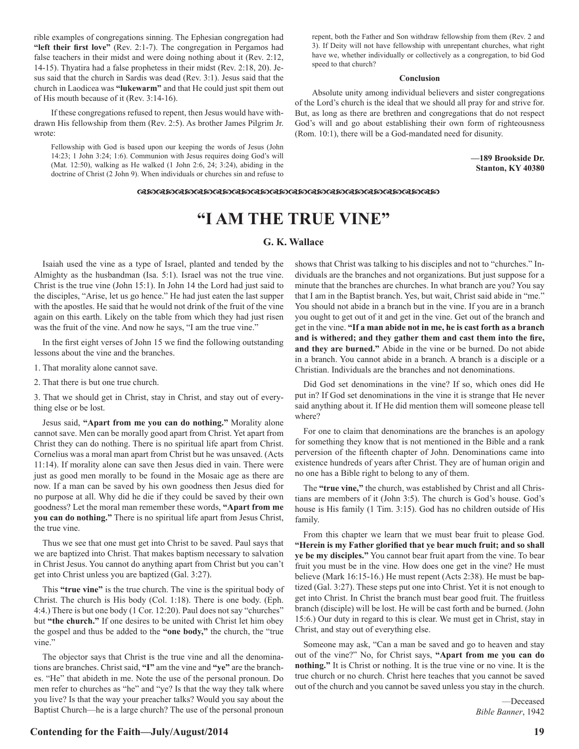rible examples of congregations sinning. The Ephesian congregation had **"left their first love"** (Rev. 2:1-7). The congregation in Pergamos had false teachers in their midst and were doing nothing about it (Rev. 2:12, 14-15). Thyatira had a false prophetess in their midst (Rev. 2:18, 20). Jesus said that the church in Sardis was dead (Rev. 3:1). Jesus said that the church in Laodicea was **"lukewarm"** and that He could just spit them out of His mouth because of it (Rev. 3:14-16).

If these congregations refused to repent, then Jesus would have withdrawn His fellowship from them (Rev. 2:5). As brother James Pilgrim Jr. wrote:

> Fellowship with God is based upon our keeping the words of Jesus (John 14:23; 1 John 3:24; 1:6). Communion with Jesus requires doing God's will (Mat. 12:50), walking as He walked (1 John 2:6, 24; 3:24), abiding in the doctrine of Christ (2 John 9). When individuals or churches sin and refuse to repent, both the Father and Son withdraw fellowship from them (Rev. 2 and 3). If Deity will not have fellowship with unrepentant churches, what right have we, whether individually or collectively as a congregation, to bid God speed to that church?

**Conclusion**

Absolute unity among individual believers and sister congregations of the Lord's church is the ideal that we should all pray for and strive for. But, as long as there are brethren and congregations that do not respect God's will and go about establishing their own form of righteousness (Rom. 10:1), there will be a God-mandated need for disunity.

**—189 Brookside Dr.**
**Stanton, KY 40380**

# "I AM THE TRUE VINE"

**G. K. Wallace**

Isaiah used the vine as a type of Israel, planted and tended by the Almighty as the husbandman (Isa. 5:1). Israel was not the true vine. Christ is the true vine (John 15:1). In John 14 the Lord had just said to the disciples, "Arise, let us go hence." He had just eaten the last supper with the apostles. He said that he would not drink of the fruit of the vine again on this earth. Likely on the table from which they had just risen was the fruit of the vine. And now he says, "I am the true vine."

In the first eight verses of John 15 we find the following outstanding lessons about the vine and the branches.

1. That morality alone cannot save.

2. That there is but one true church.

3. That we should get in Christ, stay in Christ, and stay out of everything else or be lost.

Jesus said, **"Apart from me you can do nothing."** Morality alone cannot save. Men can be morally good apart from Christ. Yet apart from Christ they can do nothing. There is no spiritual life apart from Christ. Cornelius was a moral man apart from Christ but he was unsaved. (Acts 11:14). If morality alone can save then Jesus died in vain. There were just as good men morally to be found in the Mosaic age as there are now. If a man can be saved by his own goodness then Jesus died for no purpose at all. Why did he die if they could be saved by their own goodness? Let the moral man remember these words, **"Apart from me you can do nothing."** There is no spiritual life apart from Jesus Christ, the true vine.

Thus we see that one must get into Christ to be saved. Paul says that we are baptized into Christ. That makes baptism necessary to salvation in Christ Jesus. You cannot do anything apart from Christ but you can't get into Christ unless you are baptized (Gal. 3:27).

This **"true vine"** is the true church. The vine is the spiritual body of Christ. The church is His body (Col. 1:18). There is one body. (Eph. 4:4.) There is but one body (1 Cor. 12:20). Paul does not say "churches" but **"the church."** If one desires to be united with Christ let him obey the gospel and thus be added to the **"one body,"** the church, the "true vine."

The objector says that Christ is the true vine and all the denominations are branches. Christ said, **"I"** am the vine and **"ye"** are the branches. "He" that abideth in me. Note the use of the personal pronoun. Do men refer to churches as "he" and "ye? Is that the way they talk where you live? Is that the way your preacher talks? Would you say about the Baptist Church—he is a large church? The use of the personal pronoun shows that Christ was talking to his disciples and not to "churches." Individuals are the branches and not organizations. But just suppose for a minute that the branches are churches. In what branch are you? You say that I am in the Baptist branch. Yes, but wait, Christ said abide in "me." You should not abide in a branch but in the vine. If you are in a branch you ought to get out of it and get in the vine. Get out of the branch and get in the vine. **"If a man abide not in me, he is cast forth as a branch and is withered; and they gather them and cast them into the fire, and they are burned."** Abide in the vine or be burned. Do not abide in a branch. You cannot abide in a branch. A branch is a disciple or a Christian. Individuals are the branches and not denominations.

Did God set denominations in the vine? If so, which ones did He put in? If God set denominations in the vine it is strange that He never said anything about it. If He did mention them will someone please tell where?

For one to claim that denominations are the branches is an apology for something they know that is not mentioned in the Bible and a rank perversion of the fifteenth chapter of John. Denominations came into existence hundreds of years after Christ. They are of human origin and no one has a Bible right to belong to any of them.

The **"true vine,"** the church, was established by Christ and all Christians are members of it (John 3:5). The church is God's house. God's house is His family (1 Tim. 3:15). God has no children outside of His family.

From this chapter we learn that we must bear fruit to please God. **"Herein is my Father glorified that ye bear much fruit; and so shall ye be my disciples."** You cannot bear fruit apart from the vine. To bear fruit you must be in the vine. How does one get in the vine? He must believe (Mark 16:15-16.) He must repent (Acts 2:38). He must be baptized (Gal. 3:27). These steps put one into Christ. Yet it is not enough to get into Christ. In Christ the branch must bear good fruit. The fruitless branch (disciple) will be lost. He will be cast forth and be burned. (John 15:6.) Our duty in regard to this is clear. We must get in Christ, stay in Christ, and stay out of everything else.

Someone may ask, "Can a man be saved and go to heaven and stay out of the vine?" No, for Christ says, **"Apart from me you can do nothing."** It is Christ or nothing. It is the true vine or no vine. It is the true church or no church. Christ here teaches that you cannot be saved out of the church and you cannot be saved unless you stay in the church.

—Deceased
*Bible Banner*, 1942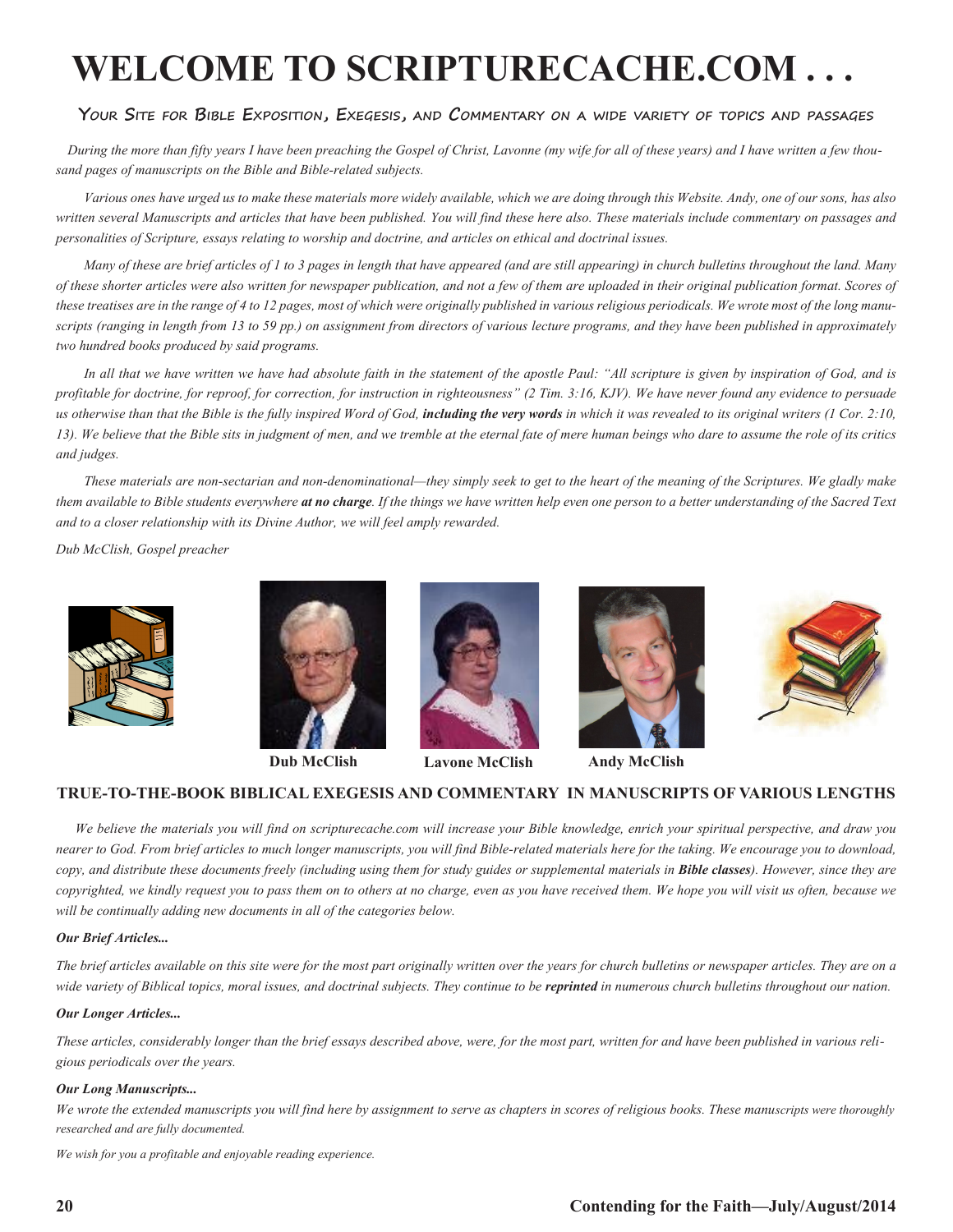# WELCOME TO SCRIPTURECACHE.COM . . .

### Your Site for Bible Exposition, Exegesis, and Commentary on a wide variety of topics and passages

*During the more than fifty years I have been preaching the Gospel of Christ, Lavonne (my wife for all of these years) and I have written a few thousand pages of manuscripts on the Bible and Bible-related subjects.*

*Various ones have urged us to make these materials more widely available, which we are doing through this Website. Andy, one of our sons, has also written several Manuscripts and articles that have been published. You will find these here also. These materials include commentary on passages and personalities of Scripture, essays relating to worship and doctrine, and articles on ethical and doctrinal issues.*

*Many of these are brief articles of 1 to 3 pages in length that have appeared (and are still appearing) in church bulletins throughout the land. Many of these shorter articles were also written for newspaper publication, and not a few of them are uploaded in their original publication format. Scores of these treatises are in the range of 4 to 12 pages, most of which were originally published in various religious periodicals. We wrote most of the long manuscripts (ranging in length from 13 to 59 pp.) on assignment from directors of various lecture programs, and they have been published in approximately two hundred books produced by said programs.*

*In all that we have written we have had absolute faith in the statement of the apostle Paul: "All scripture is given by inspiration of God, and is profitable for doctrine, for reproof, for correction, for instruction in righteousness" (2 Tim. 3:16, KJV). We have never found any evidence to persuade us otherwise than that the Bible is the fully inspired Word of God,* ***including the very words*** *in which it was revealed to its original writers (1 Cor. 2:10, 13). We believe that the Bible sits in judgment of men, and we tremble at the eternal fate of mere human beings who dare to assume the role of its critics and judges.*

*These materials are non-sectarian and non-denominational—they simply seek to get to the heart of the meaning of the Scriptures. We gladly make them available to Bible students everywhere* ***at no charge****. If the things we have written help even one person to a better understanding of the Sacred Text and to a closer relationship with its Divine Author, we will feel amply rewarded.*

*Dub McClish, Gospel preacher*

**Dub McClish** **Lavone McClish** **Andy McClish**

## TRUE-TO-THE-BOOK BIBLICAL EXEGESIS AND COMMENTARY IN MANUSCRIPTS OF VARIOUS LENGTHS

*We believe the materials you will find on scripturecache.com will increase your Bible knowledge, enrich your spiritual perspective, and draw you nearer to God. From brief articles to much longer manuscripts, you will find Bible-related materials here for the taking. We encourage you to download, copy, and distribute these documents freely (including using them for study guides or supplemental materials in* ***Bible classes****). However, since they are copyrighted, we kindly request you to pass them on to others at no charge, even as you have received them. We hope you will visit us often, because we will be continually adding new documents in all of the categories below.*

***Our Brief Articles...***

*The brief articles available on this site were for the most part originally written over the years for church bulletins or newspaper articles. They are on a wide variety of Biblical topics, moral issues, and doctrinal subjects. They continue to be* ***reprinted*** *in numerous church bulletins throughout our nation.*

***Our Longer Articles...***

*These articles, considerably longer than the brief essays described above, were, for the most part, written for and have been published in various religious periodicals over the years.*

***Our Long Manuscripts...***

*We wrote the extended manuscripts you will find here by assignment to serve as chapters in scores of religious books. These manuscripts were thoroughly researched and are fully documented.*

*We wish for you a profitable and enjoyable reading experience.*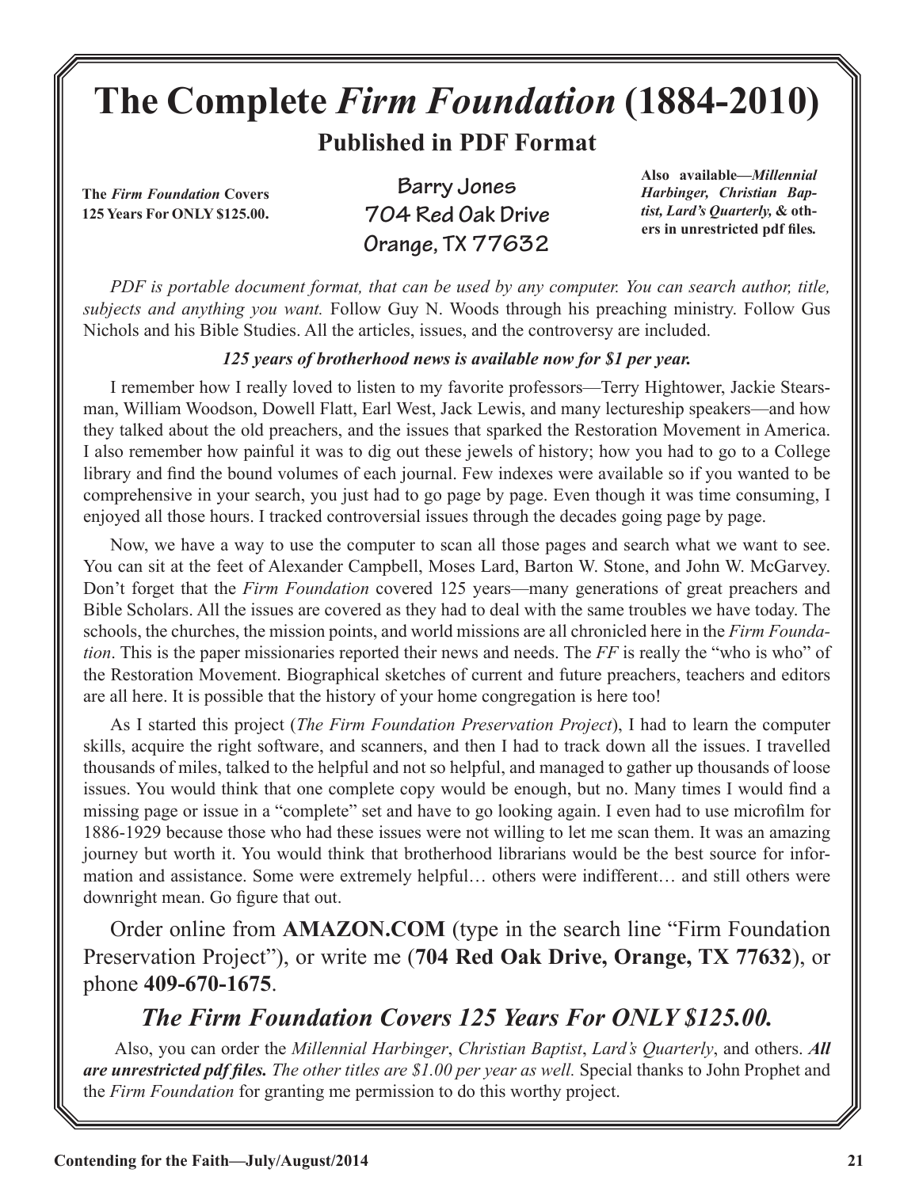# The Complete *Firm Foundation* (1884-2010)

## Published in PDF Format

**The *Firm Foundation* Covers 125 Years For ONLY $125.00.**

**Barry Jones**
**704 Red Oak Drive**
**Orange, TX 77632**

**Also available—*Millennial Harbinger, Christian Baptist, Lard's Quarterly,* & others in unrestricted pdf files.**

*PDF is portable document format, that can be used by any computer. You can search author, title, subjects and anything you want.* Follow Guy N. Woods through his preaching ministry. Follow Gus Nichols and his Bible Studies. All the articles, issues, and the controversy are included.

***125 years of brotherhood news is available now for $1 per year.***

I remember how I really loved to listen to my favorite professors—Terry Hightower, Jackie Stearsman, William Woodson, Dowell Flatt, Earl West, Jack Lewis, and many lectureship speakers—and how they talked about the old preachers, and the issues that sparked the Restoration Movement in America. I also remember how painful it was to dig out these jewels of history; how you had to go to a College library and find the bound volumes of each journal. Few indexes were available so if you wanted to be comprehensive in your search, you just had to go page by page. Even though it was time consuming, I enjoyed all those hours. I tracked controversial issues through the decades going page by page.

Now, we have a way to use the computer to scan all those pages and search what we want to see. You can sit at the feet of Alexander Campbell, Moses Lard, Barton W. Stone, and John W. McGarvey. Don't forget that the *Firm Foundation* covered 125 years—many generations of great preachers and Bible Scholars. All the issues are covered as they had to deal with the same troubles we have today. The schools, the churches, the mission points, and world missions are all chronicled here in the *Firm Foundation*. This is the paper missionaries reported their news and needs. The *FF* is really the "who is who" of the Restoration Movement. Biographical sketches of current and future preachers, teachers and editors are all here. It is possible that the history of your home congregation is here too!

As I started this project (*The Firm Foundation Preservation Project*), I had to learn the computer skills, acquire the right software, and scanners, and then I had to track down all the issues. I travelled thousands of miles, talked to the helpful and not so helpful, and managed to gather up thousands of loose issues. You would think that one complete copy would be enough, but no. Many times I would find a missing page or issue in a "complete" set and have to go looking again. I even had to use microfilm for 1886-1929 because those who had these issues were not willing to let me scan them. It was an amazing journey but worth it. You would think that brotherhood librarians would be the best source for information and assistance. Some were extremely helpful… others were indifferent… and still others were downright mean. Go figure that out.

Order online from **AMAZON.COM** (type in the search line "Firm Foundation Preservation Project"), or write me (**704 Red Oak Drive, Orange, TX 77632**), or phone **409-670-1675**.

### *The Firm Foundation Covers 125 Years For ONLY $125.00.*

Also, you can order the *Millennial Harbinger*, *Christian Baptist*, *Lard's Quarterly*, and others. ***All are unrestricted pdf files.*** *The other titles are $1.00 per year as well.* Special thanks to John Prophet and the *Firm Foundation* for granting me permission to do this worthy project.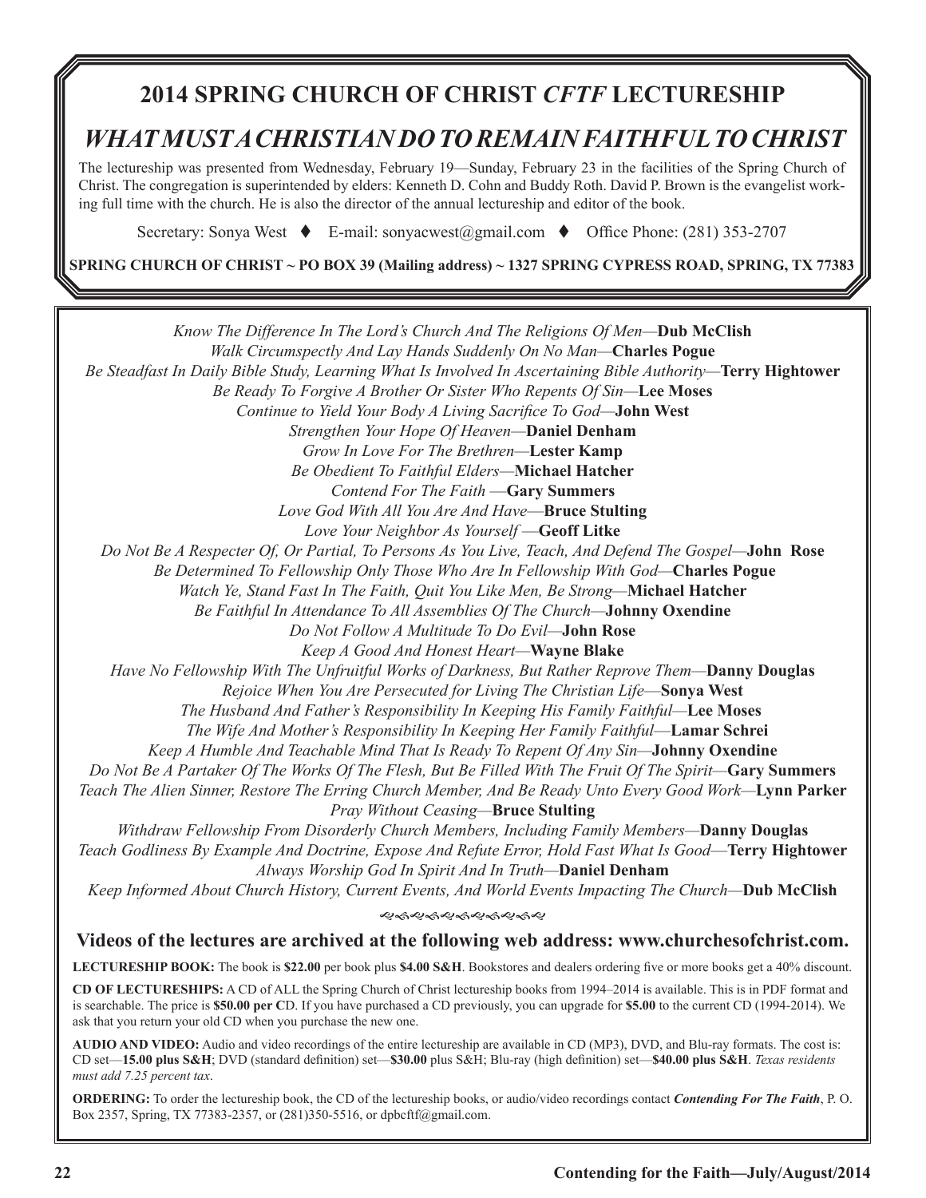# 2014 SPRING CHURCH OF CHRIST *CFTF* LECTURESHIP

## *WHAT MUST A CHRISTIAN DO TO REMAIN FAITHFUL TO CHRIST*

The lectureship was presented from Wednesday, February 19—Sunday, February 23 in the facilities of the Spring Church of Christ. The congregation is superintended by elders: Kenneth D. Cohn and Buddy Roth. David P. Brown is the evangelist working full time with the church. He is also the director of the annual lectureship and editor of the book.

Secretary: Sonya West ♦ E-mail: sonyacwest@gmail.com ♦ Office Phone: (281) 353-2707

**SPRING CHURCH OF CHRIST ~ PO BOX 39 (Mailing address) ~ 1327 SPRING CYPRESS ROAD, SPRING, TX 77383**

*Know The Difference In The Lord's Church And The Religions Of Men*—**Dub McClish**
*Walk Circumspectly And Lay Hands Suddenly On No Man*—**Charles Pogue**
*Be Steadfast In Daily Bible Study, Learning What Is Involved In Ascertaining Bible Authority*—**Terry Hightower**
*Be Ready To Forgive A Brother Or Sister Who Repents Of Sin*—**Lee Moses**
*Continue to Yield Your Body A Living Sacrifice To God*—**John West**
*Strengthen Your Hope Of Heaven*—**Daniel Denham**
*Grow In Love For The Brethren*—**Lester Kamp**
*Be Obedient To Faithful Elders*—**Michael Hatcher**
*Contend For The Faith* —**Gary Summers**
*Love God With All You Are And Have*—**Bruce Stulting**
*Love Your Neighbor As Yourself* —**Geoff Litke**
*Do Not Be A Respecter Of, Or Partial, To Persons As You Live, Teach, And Defend The Gospel*—**John Rose**
*Be Determined To Fellowship Only Those Who Are In Fellowship With God*—**Charles Pogue**
*Watch Ye, Stand Fast In The Faith, Quit You Like Men, Be Strong*—**Michael Hatcher**
*Be Faithful In Attendance To All Assemblies Of The Church*—**Johnny Oxendine**
*Do Not Follow A Multitude To Do Evil*—**John Rose**
*Keep A Good And Honest Heart*—**Wayne Blake**
*Have No Fellowship With The Unfruitful Works of Darkness, But Rather Reprove Them*—**Danny Douglas**
*Rejoice When You Are Persecuted for Living The Christian Life*—**Sonya West**
*The Husband And Father's Responsibility In Keeping His Family Faithful*—**Lee Moses**
*The Wife And Mother's Responsibility In Keeping Her Family Faithful*—**Lamar Schrei**
*Keep A Humble And Teachable Mind That Is Ready To Repent Of Any Sin*—**Johnny Oxendine**
*Do Not Be A Partaker Of The Works Of The Flesh, But Be Filled With The Fruit Of The Spirit*—**Gary Summers**
*Teach The Alien Sinner, Restore The Erring Church Member, And Be Ready Unto Every Good Work*—**Lynn Parker**
*Pray Without Ceasing*—**Bruce Stulting**
*Withdraw Fellowship From Disorderly Church Members, Including Family Members*—**Danny Douglas**
*Teach Godliness By Example And Doctrine, Expose And Refute Error, Hold Fast What Is Good*—**Terry Hightower**
*Always Worship God In Spirit And In Truth*—**Daniel Denham**
*Keep Informed About Church History, Current Events, And World Events Impacting The Church*—**Dub McClish**

**Videos of the lectures are archived at the following web address: www.churchesofchrist.com.**

**LECTURESHIP BOOK:** The book is **$22.00** per book plus **$4.00 S&H**. Bookstores and dealers ordering five or more books get a 40% discount.

**CD OF LECTURESHIPS:** A CD of ALL the Spring Church of Christ lectureship books from 1994–2014 is available. This is in PDF format and is searchable. The price is **$50.00 per C**D. If you have purchased a CD previously, you can upgrade for **$5.00** to the current CD (1994-2014). We ask that you return your old CD when you purchase the new one.

**AUDIO AND VIDEO:** Audio and video recordings of the entire lectureship are available in CD (MP3), DVD, and Blu-ray formats. The cost is: CD set—**15.00 plus S&H**; DVD (standard definition) set—**$30.00** plus S&H; Blu-ray (high definition) set—**$40.00 plus S&H**. *Texas residents must add 7.25 percent tax*.

**ORDERING:** To order the lectureship book, the CD of the lectureship books, or audio/video recordings contact ***Contending For The Faith***, P. O. Box 2357, Spring, TX 77383-2357, or (281)350-5516, or dpbcftf@gmail.com.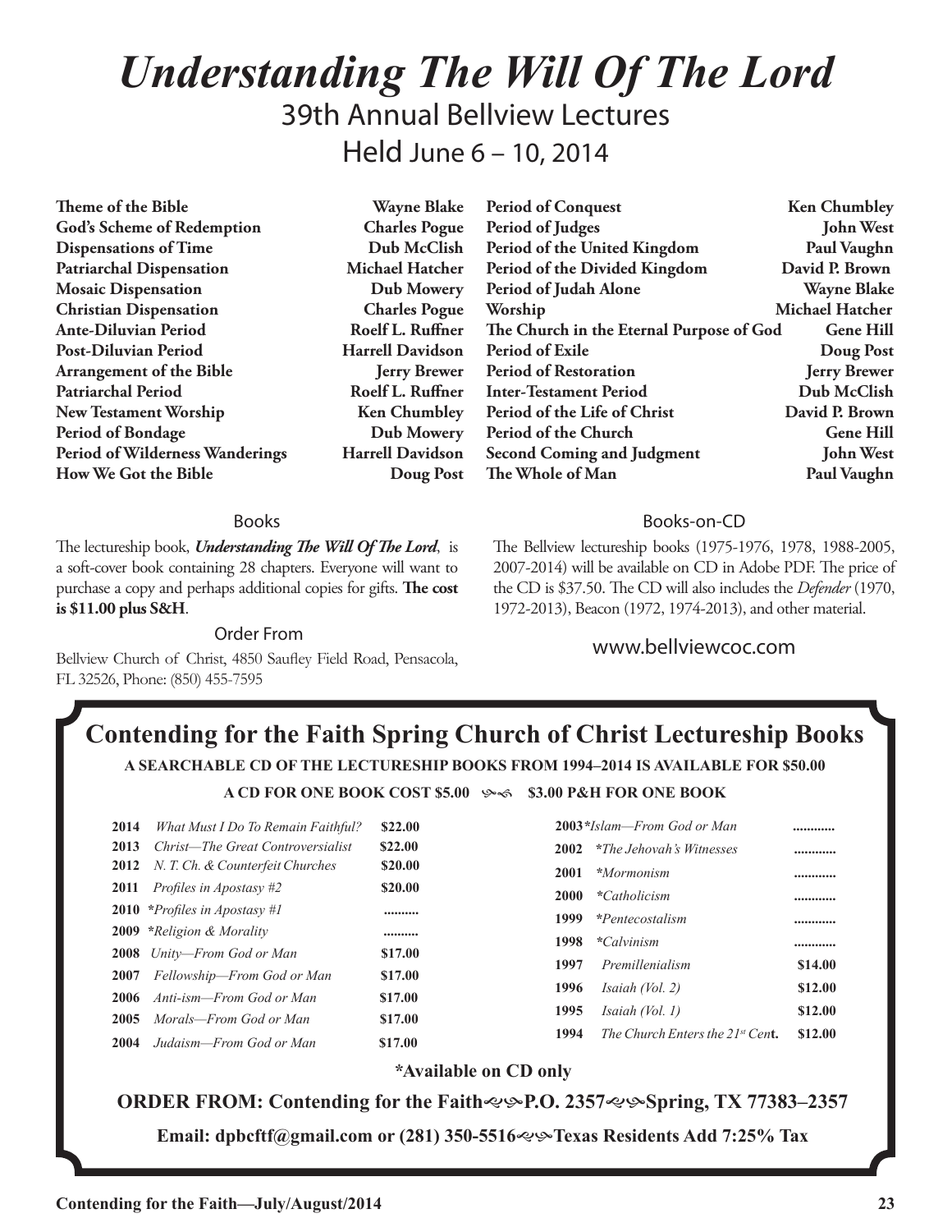# *Understanding The Will Of The Lord*

## 39th Annual Bellview Lectures

## Held June 6 – 10, 2014

| | |
|---|---|
| **Theme of the Bible** | **Wayne Blake** |
| **God's Scheme of Redemption** | **Charles Pogue** |
| **Dispensations of Time** | **Dub McClish** |
| **Patriarchal Dispensation** | **Michael Hatcher** |
| **Mosaic Dispensation** | **Dub Mowery** |
| **Christian Dispensation** | **Charles Pogue** |
| **Ante-Diluvian Period** | **Roelf L. Ruffner** |
| **Post-Diluvian Period** | **Harrell Davidson** |
| **Arrangement of the Bible** | **Jerry Brewer** |
| **Patriarchal Period** | **Roelf L. Ruffner** |
| **New Testament Worship** | **Ken Chumbley** |
| **Period of Bondage** | **Dub Mowery** |
| **Period of Wilderness Wanderings** | **Harrell Davidson** |
| **How We Got the Bible** | **Doug Post** |
| **Period of Conquest** | **Ken Chumbley** |
| **Period of Judges** | **John West** |
| **Period of the United Kingdom** | **Paul Vaughn** |
| **Period of the Divided Kingdom** | **David P. Brown** |
| **Period of Judah Alone** | **Wayne Blake** |
| **Worship** | **Michael Hatcher** |
| **The Church in the Eternal Purpose of God** | **Gene Hill** |
| **Period of Exile** | **Doug Post** |
| **Period of Restoration** | **Jerry Brewer** |
| **Inter-Testament Period** | **Dub McClish** |
| **Period of the Life of Christ** | **David P. Brown** |
| **Period of the Church** | **Gene Hill** |
| **Second Coming and Judgment** | **John West** |
| **The Whole of Man** | **Paul Vaughn** |

### Books

The lectureship book, ***Understanding The Will Of The Lord***, is a soft-cover book containing 28 chapters. Everyone will want to purchase a copy and perhaps additional copies for gifts. **The cost is $11.00 plus S&H**.

### Order From

Bellview Church of Christ, 4850 Saufley Field Road, Pensacola, FL 32526, Phone: (850) 455-7595

### Books-on-CD

The Bellview lectureship books (1975-1976, 1978, 1988-2005, 2007-2014) will be available on CD in Adobe PDF. The price of the CD is $37.50. The CD will also includes the *Defender* (1970, 1972-2013), Beacon (1972, 1974-2013), and other material.

www.bellviewcoc.com

## Contending for the Faith Spring Church of Christ Lectureship Books

**A SEARCHABLE CD OF THE LECTURESHIP BOOKS FROM 1994–2014 IS AVAILABLE FOR $50.00**

**A CD FOR ONE BOOK COST $5.00 — $3.00 P&H FOR ONE BOOK**

| Year | Title | Price |
|---|---|---|
| 2014 | *What Must I Do To Remain Faithful?* | $22.00 |
| 2013 | *Christ—The Great Controversialist* | $22.00 |
| 2012 | *N. T. Ch. & Counterfeit Churches* | $20.00 |
| 2011 | *Profiles in Apostasy #2* | $20.00 |
| 2010 | *\*Profiles in Apostasy #1* | .......... |
| 2009 | *\*Religion & Morality* | .......... |
| 2008 | *Unity—From God or Man* | $17.00 |
| 2007 | *Fellowship—From God or Man* | $17.00 |
| 2006 | *Anti-ism—From God or Man* | $17.00 |
| 2005 | *Morals—From God or Man* | $17.00 |
| 2004 | *Judaism—From God or Man* | $17.00 |
| 2003 | *\*Islam—From God or Man* | ............ |
| 2002 | *\*The Jehovah's Witnesses* | ............ |
| 2001 | *\*Mormonism* | ............ |
| 2000 | *\*Catholicism* | ............ |
| 1999 | *\*Pentecostalism* | ............ |
| 1998 | *\*Calvinism* | ............ |
| 1997 | *Premillenialism* | $14.00 |
| 1996 | *Isaiah (Vol. 2)* | $12.00 |
| 1995 | *Isaiah (Vol. 1)* | $12.00 |
| 1994 | *The Church Enters the 21st Cent.* | $12.00 |

**\*Available on CD only**

**ORDER FROM: Contending for the Faith — P.O. 2357 — Spring, TX 77383–2357**

**Email: dpbcftf@gmail.com or (281) 350-5516 — Texas Residents Add 7:25% Tax**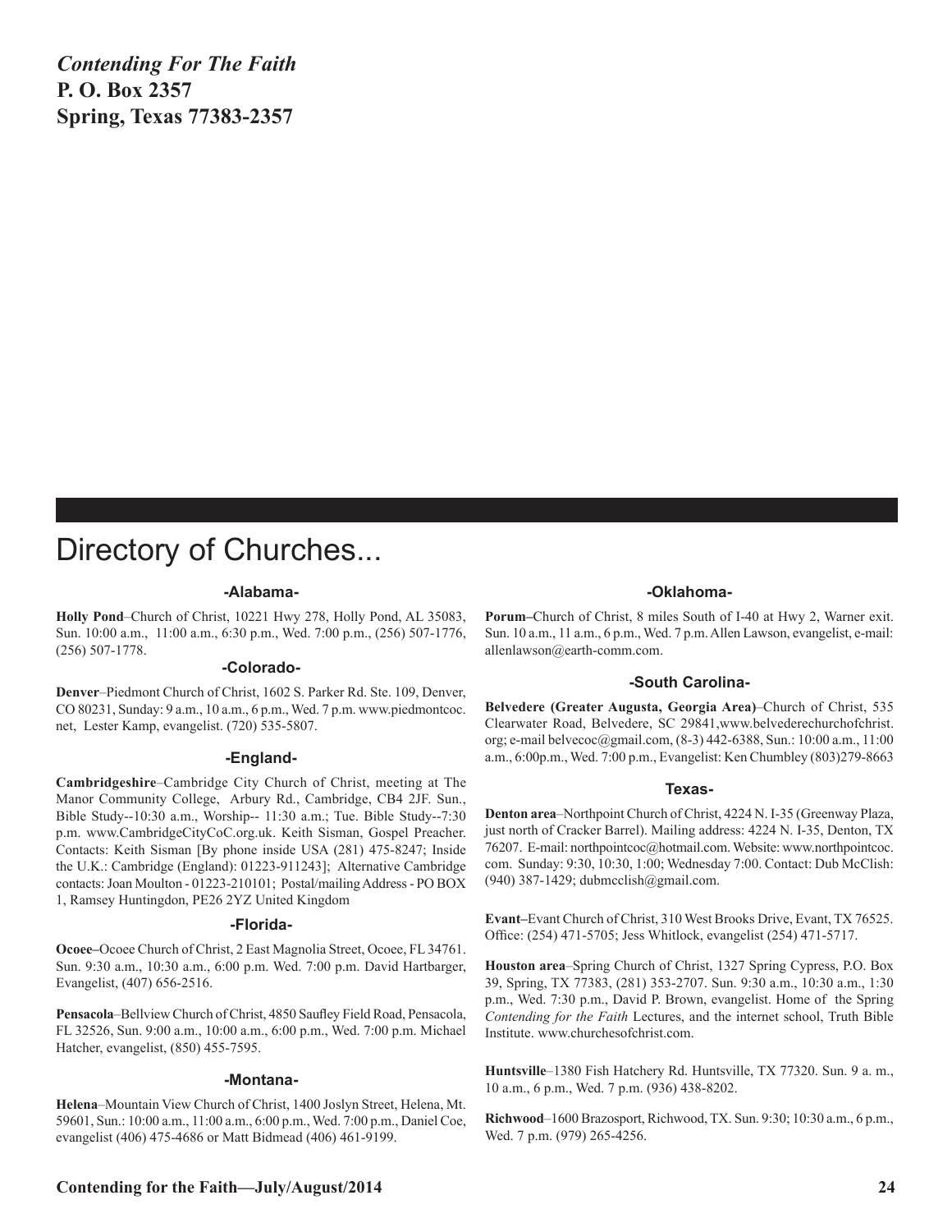*Contending For The Faith*
**P. O. Box 2357**
**Spring, Texas 77383-2357**

# Directory of Churches...

### -Alabama-

**Holly Pond**–Church of Christ, 10221 Hwy 278, Holly Pond, AL 35083, Sun. 10:00 a.m., 11:00 a.m., 6:30 p.m., Wed. 7:00 p.m., (256) 507-1776, (256) 507-1778.

### -Colorado-

**Denver**–Piedmont Church of Christ, 1602 S. Parker Rd. Ste. 109, Denver, CO 80231, Sunday: 9 a.m., 10 a.m., 6 p.m., Wed. 7 p.m. www.piedmontcoc.net, Lester Kamp, evangelist. (720) 535-5807.

### -England-

**Cambridgeshire**–Cambridge City Church of Christ, meeting at The Manor Community College, Arbury Rd., Cambridge, CB4 2JF. Sun., Bible Study--10:30 a.m., Worship-- 11:30 a.m.; Tue. Bible Study--7:30 p.m. www.CambridgeCityCoC.org.uk. Keith Sisman, Gospel Preacher. Contacts: Keith Sisman [By phone inside USA (281) 475-8247; Inside the U.K.: Cambridge (England): 01223-911243]; Alternative Cambridge contacts: Joan Moulton - 01223-210101; Postal/mailing Address - PO BOX 1, Ramsey Huntingdon, PE26 2YZ United Kingdom

### -Florida-

**Ocoee–**Ocoee Church of Christ, 2 East Magnolia Street, Ocoee, FL 34761. Sun. 9:30 a.m., 10:30 a.m., 6:00 p.m. Wed. 7:00 p.m. David Hartbarger, Evangelist, (407) 656-2516.

**Pensacola**–Bellview Church of Christ, 4850 Saufley Field Road, Pensacola, FL 32526, Sun. 9:00 a.m., 10:00 a.m., 6:00 p.m., Wed. 7:00 p.m. Michael Hatcher, evangelist, (850) 455-7595.

### -Montana-

**Helena**–Mountain View Church of Christ, 1400 Joslyn Street, Helena, Mt. 59601, Sun.: 10:00 a.m., 11:00 a.m., 6:00 p.m., Wed. 7:00 p.m., Daniel Coe, evangelist (406) 475-4686 or Matt Bidmead (406) 461-9199.

### -Oklahoma-

**Porum–**Church of Christ, 8 miles South of I-40 at Hwy 2, Warner exit. Sun. 10 a.m., 11 a.m., 6 p.m., Wed. 7 p.m. Allen Lawson, evangelist, e-mail: allenlawson@earth-comm.com.

### -South Carolina-

**Belvedere (Greater Augusta, Georgia Area)**–Church of Christ, 535 Clearwater Road, Belvedere, SC 29841,www.belvederechurchofchrist.org; e-mail belvecoc@gmail.com, (8-3) 442-6388, Sun.: 10:00 a.m., 11:00 a.m., 6:00p.m., Wed. 7:00 p.m., Evangelist: Ken Chumbley (803)279-8663

### Texas-

**Denton area**–Northpoint Church of Christ, 4224 N. I-35 (Greenway Plaza, just north of Cracker Barrel). Mailing address: 4224 N. I-35, Denton, TX 76207. E-mail: northpointcoc@hotmail.com. Website: www.northpointcoc.com. Sunday: 9:30, 10:30, 1:00; Wednesday 7:00. Contact: Dub McClish: (940) 387-1429; dubmcclish@gmail.com.

**Evant–**Evant Church of Christ, 310 West Brooks Drive, Evant, TX 76525. Office: (254) 471-5705; Jess Whitlock, evangelist (254) 471-5717.

**Houston area**–Spring Church of Christ, 1327 Spring Cypress, P.O. Box 39, Spring, TX 77383, (281) 353-2707. Sun. 9:30 a.m., 10:30 a.m., 1:30 p.m., Wed. 7:30 p.m., David P. Brown, evangelist. Home of the Spring *Contending for the Faith* Lectures, and the internet school, Truth Bible Institute. www.churchesofchrist.com.

**Huntsville**–1380 Fish Hatchery Rd. Huntsville, TX 77320. Sun. 9 a. m., 10 a.m., 6 p.m., Wed. 7 p.m. (936) 438-8202.

**Richwood**–1600 Brazosport, Richwood, TX. Sun. 9:30; 10:30 a.m., 6 p.m., Wed. 7 p.m. (979) 265-4256.